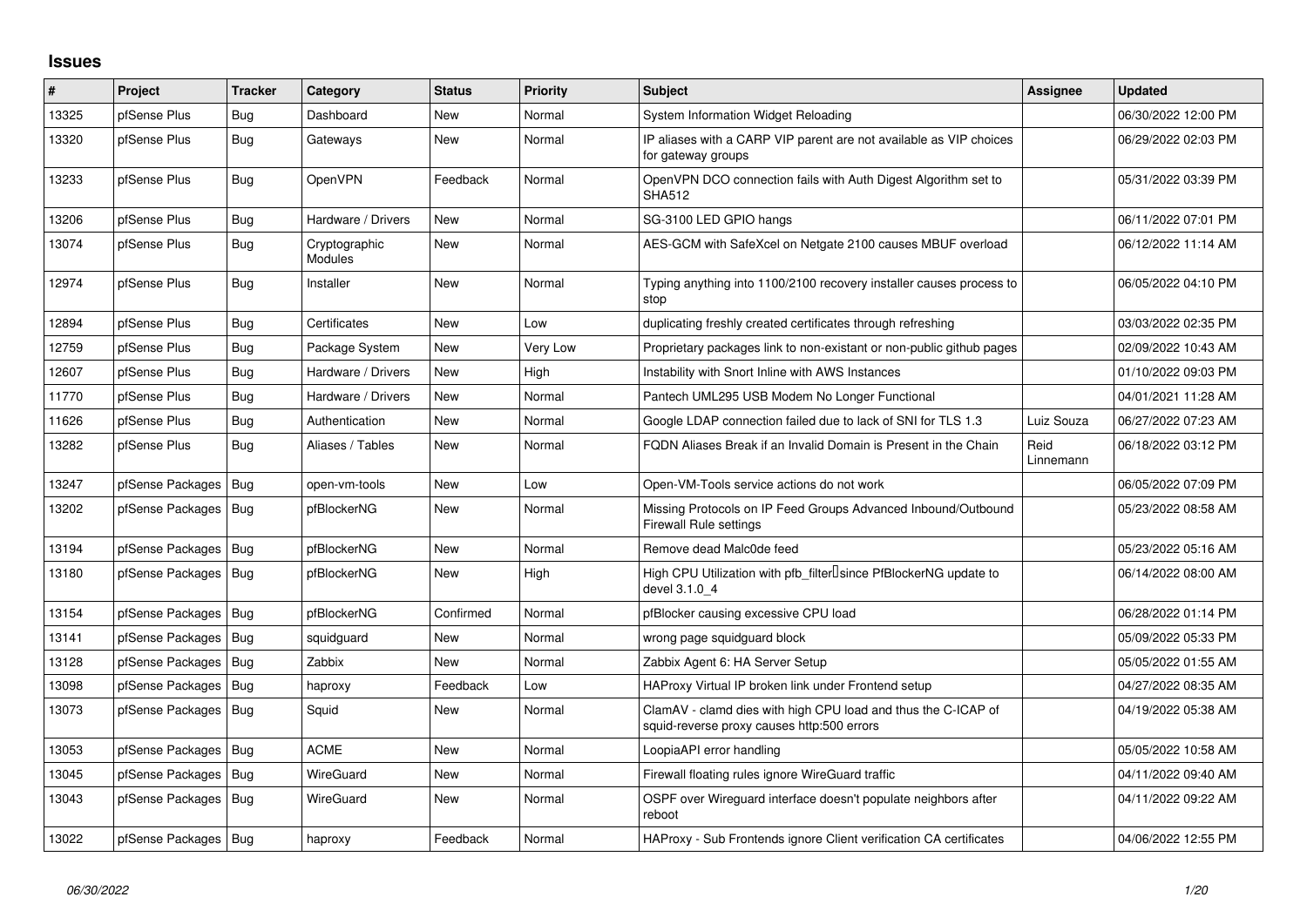# Issues

| # | Project | Tracker | Category | Status | Priority | Subject | Assignee | Updated |
|---|---|---|---|---|---|---|---|---|
| 13325 | pfSense Plus | Bug | Dashboard | New | Normal | System Information Widget Reloading | | 06/30/2022 12:00 PM |
| 13320 | pfSense Plus | Bug | Gateways | New | Normal | IP aliases with a CARP VIP parent are not available as VIP choices for gateway groups | | 06/29/2022 02:03 PM |
| 13233 | pfSense Plus | Bug | OpenVPN | Feedback | Normal | OpenVPN DCO connection fails with Auth Digest Algorithm set to SHA512 | | 05/31/2022 03:39 PM |
| 13206 | pfSense Plus | Bug | Hardware / Drivers | New | Normal | SG-3100 LED GPIO hangs | | 06/11/2022 07:01 PM |
| 13074 | pfSense Plus | Bug | Cryptographic Modules | New | Normal | AES-GCM with SafeXcel on Netgate 2100 causes MBUF overload | | 06/12/2022 11:14 AM |
| 12974 | pfSense Plus | Bug | Installer | New | Normal | Typing anything into 1100/2100 recovery installer causes process to stop | | 06/05/2022 04:10 PM |
| 12894 | pfSense Plus | Bug | Certificates | New | Low | duplicating freshly created certificates through refreshing | | 03/03/2022 02:35 PM |
| 12759 | pfSense Plus | Bug | Package System | New | Very Low | Proprietary packages link to non-existant or non-public github pages | | 02/09/2022 10:43 AM |
| 12607 | pfSense Plus | Bug | Hardware / Drivers | New | High | Instability with Snort Inline with AWS Instances | | 01/10/2022 09:03 PM |
| 11770 | pfSense Plus | Bug | Hardware / Drivers | New | Normal | Pantech UML295 USB Modem No Longer Functional | | 04/01/2021 11:28 AM |
| 11626 | pfSense Plus | Bug | Authentication | New | Normal | Google LDAP connection failed due to lack of SNI for TLS 1.3 | Luiz Souza | 06/27/2022 07:23 AM |
| 13282 | pfSense Plus | Bug | Aliases / Tables | New | Normal | FQDN Aliases Break if an Invalid Domain is Present in the Chain | Reid Linnemann | 06/18/2022 03:12 PM |
| 13247 | pfSense Packages | Bug | open-vm-tools | New | Low | Open-VM-Tools service actions do not work | | 06/05/2022 07:09 PM |
| 13202 | pfSense Packages | Bug | pfBlockerNG | New | Normal | Missing Protocols on IP Feed Groups Advanced Inbound/Outbound Firewall Rule settings | | 05/23/2022 08:58 AM |
| 13194 | pfSense Packages | Bug | pfBlockerNG | New | Normal | Remove dead Malc0de feed | | 05/23/2022 05:16 AM |
| 13180 | pfSense Packages | Bug | pfBlockerNG | New | High | High CPU Utilization with pfb_filter since PfBlockerNG update to devel 3.1.0_4 | | 06/14/2022 08:00 AM |
| 13154 | pfSense Packages | Bug | pfBlockerNG | Confirmed | Normal | pfBlocker causing excessive CPU load | | 06/28/2022 01:14 PM |
| 13141 | pfSense Packages | Bug | squidguard | New | Normal | wrong page squidguard block | | 05/09/2022 05:33 PM |
| 13128 | pfSense Packages | Bug | Zabbix | New | Normal | Zabbix Agent 6: HA Server Setup | | 05/05/2022 01:55 AM |
| 13098 | pfSense Packages | Bug | haproxy | Feedback | Low | HAProxy Virtual IP broken link under Frontend setup | | 04/27/2022 08:35 AM |
| 13073 | pfSense Packages | Bug | Squid | New | Normal | ClamAV - clamd dies with high CPU load and thus the C-ICAP of squid-reverse proxy causes http:500 errors | | 04/19/2022 05:38 AM |
| 13053 | pfSense Packages | Bug | ACME | New | Normal | LoopiaAPI error handling | | 05/05/2022 10:58 AM |
| 13045 | pfSense Packages | Bug | WireGuard | New | Normal | Firewall floating rules ignore WireGuard traffic | | 04/11/2022 09:40 AM |
| 13043 | pfSense Packages | Bug | WireGuard | New | Normal | OSPF over Wireguard interface doesn't populate neighbors after reboot | | 04/11/2022 09:22 AM |
| 13022 | pfSense Packages | Bug | haproxy | Feedback | Normal | HAProxy - Sub Frontends ignore Client verification CA certificates | | 04/06/2022 12:55 PM |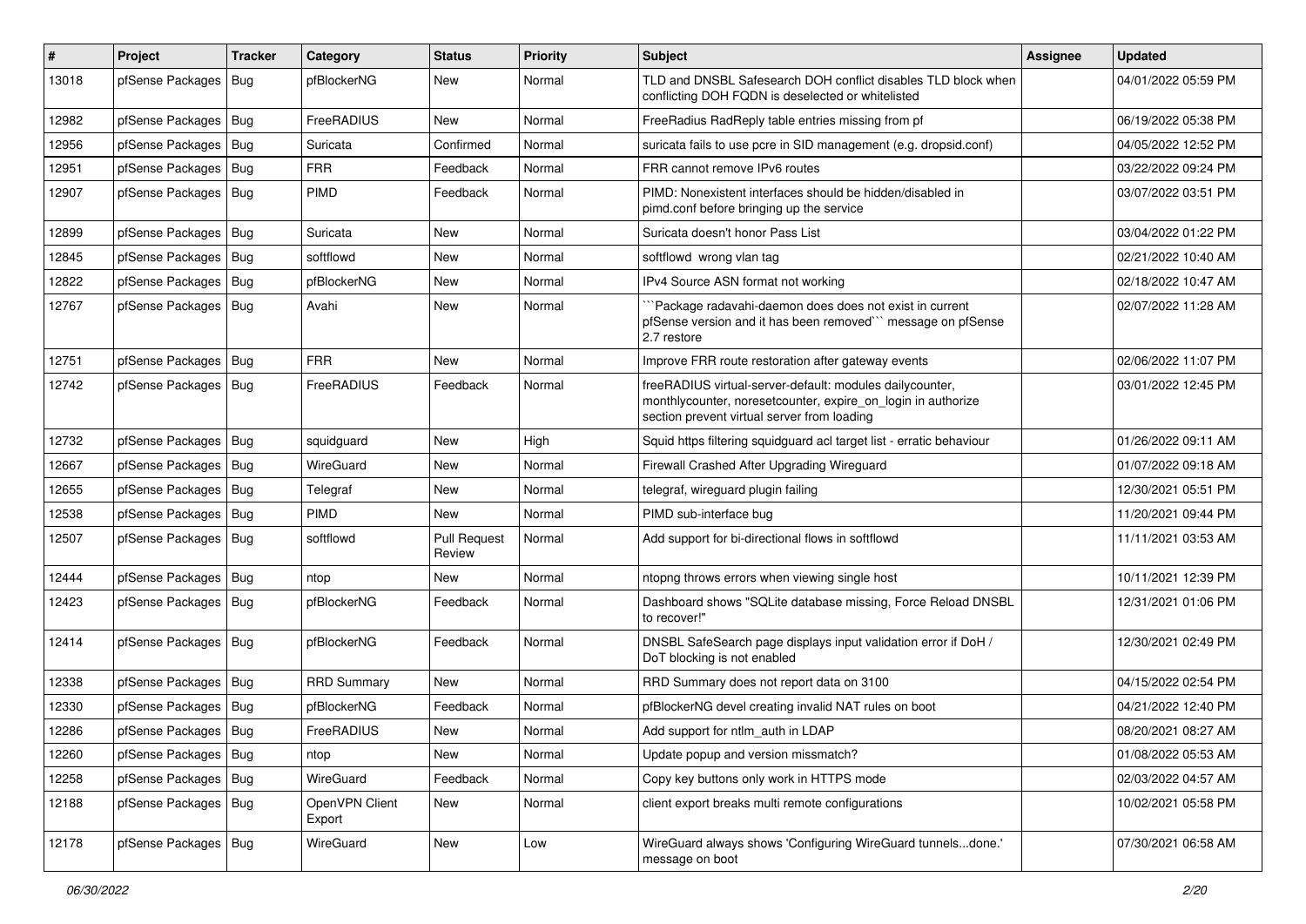| # | Project | Tracker | Category | Status | Priority | Subject | Assignee | Updated |
|---|---|---|---|---|---|---|---|---|
| 13018 | pfSense Packages | Bug | pfBlockerNG | New | Normal | TLD and DNSBL Safesearch DOH conflict disables TLD block when conflicting DOH FQDN is deselected or whitelisted | | 04/01/2022 05:59 PM |
| 12982 | pfSense Packages | Bug | FreeRADIUS | New | Normal | FreeRadius RadReply table entries missing from pf | | 06/19/2022 05:38 PM |
| 12956 | pfSense Packages | Bug | Suricata | Confirmed | Normal | suricata fails to use pcre in SID management (e.g. dropsid.conf) | | 04/05/2022 12:52 PM |
| 12951 | pfSense Packages | Bug | FRR | Feedback | Normal | FRR cannot remove IPv6 routes | | 03/22/2022 09:24 PM |
| 12907 | pfSense Packages | Bug | PIMD | Feedback | Normal | PIMD: Nonexistent interfaces should be hidden/disabled in pimd.conf before bringing up the service | | 03/07/2022 03:51 PM |
| 12899 | pfSense Packages | Bug | Suricata | New | Normal | Suricata doesn't honor Pass List | | 03/04/2022 01:22 PM |
| 12845 | pfSense Packages | Bug | softflowd | New | Normal | softflowd wrong vlan tag | | 02/21/2022 10:40 AM |
| 12822 | pfSense Packages | Bug | pfBlockerNG | New | Normal | IPv4 Source ASN format not working | | 02/18/2022 10:47 AM |
| 12767 | pfSense Packages | Bug | Avahi | New | Normal | ```Package radavahi-daemon does does not exist in current pfSense version and it has been removed``` message on pfSense 2.7 restore | | 02/07/2022 11:28 AM |
| 12751 | pfSense Packages | Bug | FRR | New | Normal | Improve FRR route restoration after gateway events | | 02/06/2022 11:07 PM |
| 12742 | pfSense Packages | Bug | FreeRADIUS | Feedback | Normal | freeRADIUS virtual-server-default: modules dailycounter, monthlycounter, noresetcounter, expire_on_login in authorize section prevent virtual server from loading | | 03/01/2022 12:45 PM |
| 12732 | pfSense Packages | Bug | squidguard | New | High | Squid https filtering squidguard acl target list - erratic behaviour | | 01/26/2022 09:11 AM |
| 12667 | pfSense Packages | Bug | WireGuard | New | Normal | Firewall Crashed After Upgrading Wireguard | | 01/07/2022 09:18 AM |
| 12655 | pfSense Packages | Bug | Telegraf | New | Normal | telegraf, wireguard plugin failing | | 12/30/2021 05:51 PM |
| 12538 | pfSense Packages | Bug | PIMD | New | Normal | PIMD sub-interface bug | | 11/20/2021 09:44 PM |
| 12507 | pfSense Packages | Bug | softflowd | Pull Request Review | Normal | Add support for bi-directional flows in softflowd | | 11/11/2021 03:53 AM |
| 12444 | pfSense Packages | Bug | ntop | New | Normal | ntopng throws errors when viewing single host | | 10/11/2021 12:39 PM |
| 12423 | pfSense Packages | Bug | pfBlockerNG | Feedback | Normal | Dashboard shows "SQLite database missing, Force Reload DNSBL to recover!" | | 12/31/2021 01:06 PM |
| 12414 | pfSense Packages | Bug | pfBlockerNG | Feedback | Normal | DNSBL SafeSearch page displays input validation error if DoH / DoT blocking is not enabled | | 12/30/2021 02:49 PM |
| 12338 | pfSense Packages | Bug | RRD Summary | New | Normal | RRD Summary does not report data on 3100 | | 04/15/2022 02:54 PM |
| 12330 | pfSense Packages | Bug | pfBlockerNG | Feedback | Normal | pfBlockerNG devel creating invalid NAT rules on boot | | 04/21/2022 12:40 PM |
| 12286 | pfSense Packages | Bug | FreeRADIUS | New | Normal | Add support for ntlm_auth in LDAP | | 08/20/2021 08:27 AM |
| 12260 | pfSense Packages | Bug | ntop | New | Normal | Update popup and version missmatch? | | 01/08/2022 05:53 AM |
| 12258 | pfSense Packages | Bug | WireGuard | Feedback | Normal | Copy key buttons only work in HTTPS mode | | 02/03/2022 04:57 AM |
| 12188 | pfSense Packages | Bug | OpenVPN Client Export | New | Normal | client export breaks multi remote configurations | | 10/02/2021 05:58 PM |
| 12178 | pfSense Packages | Bug | WireGuard | New | Low | WireGuard always shows 'Configuring WireGuard tunnels...done.' message on boot | | 07/30/2021 06:58 AM |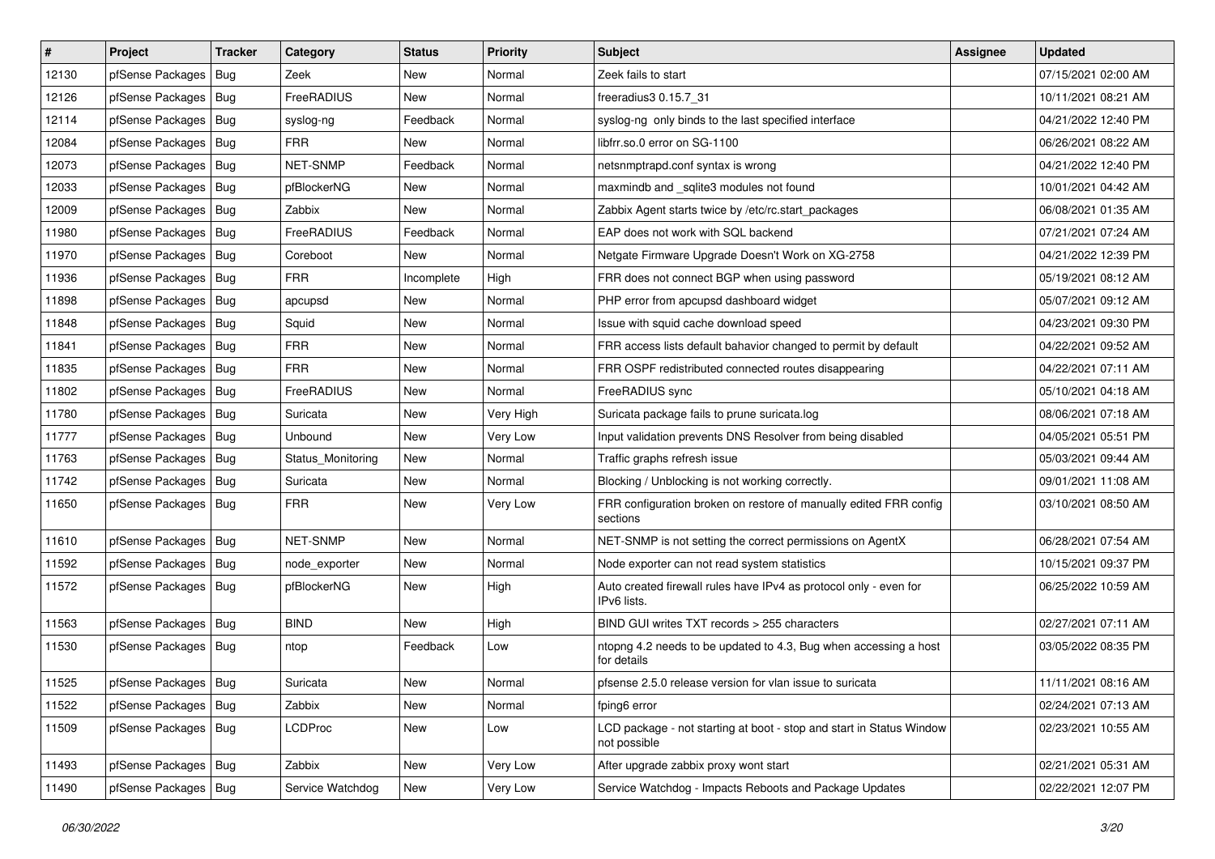| # | Project | Tracker | Category | Status | Priority | Subject | Assignee | Updated |
|---|---|---|---|---|---|---|---|---|
| 12130 | pfSense Packages | Bug | Zeek | New | Normal | Zeek fails to start | | 07/15/2021 02:00 AM |
| 12126 | pfSense Packages | Bug | FreeRADIUS | New | Normal | freeradius3 0.15.7_31 | | 10/11/2021 08:21 AM |
| 12114 | pfSense Packages | Bug | syslog-ng | Feedback | Normal | syslog-ng  only binds to the last specified interface | | 04/21/2022 12:40 PM |
| 12084 | pfSense Packages | Bug | FRR | New | Normal | libfrr.so.0 error on SG-1100 | | 06/26/2021 08:22 AM |
| 12073 | pfSense Packages | Bug | NET-SNMP | Feedback | Normal | netsnmptrapd.conf syntax is wrong | | 04/21/2022 12:40 PM |
| 12033 | pfSense Packages | Bug | pfBlockerNG | New | Normal | maxmindb and _sqlite3 modules not found | | 10/01/2021 04:42 AM |
| 12009 | pfSense Packages | Bug | Zabbix | New | Normal | Zabbix Agent starts twice by /etc/rc.start_packages | | 06/08/2021 01:35 AM |
| 11980 | pfSense Packages | Bug | FreeRADIUS | Feedback | Normal | EAP does not work with SQL backend | | 07/21/2021 07:24 AM |
| 11970 | pfSense Packages | Bug | Coreboot | New | Normal | Netgate Firmware Upgrade Doesn't Work on XG-2758 | | 04/21/2022 12:39 PM |
| 11936 | pfSense Packages | Bug | FRR | Incomplete | High | FRR does not connect BGP when using password | | 05/19/2021 08:12 AM |
| 11898 | pfSense Packages | Bug | apcupsd | New | Normal | PHP error from apcupsd dashboard widget | | 05/07/2021 09:12 AM |
| 11848 | pfSense Packages | Bug | Squid | New | Normal | Issue with squid cache download speed | | 04/23/2021 09:30 PM |
| 11841 | pfSense Packages | Bug | FRR | New | Normal | FRR access lists default bahavior changed to permit by default | | 04/22/2021 09:52 AM |
| 11835 | pfSense Packages | Bug | FRR | New | Normal | FRR OSPF redistributed connected routes disappearing | | 04/22/2021 07:11 AM |
| 11802 | pfSense Packages | Bug | FreeRADIUS | New | Normal | FreeRADIUS sync | | 05/10/2021 04:18 AM |
| 11780 | pfSense Packages | Bug | Suricata | New | Very High | Suricata package fails to prune suricata.log | | 08/06/2021 07:18 AM |
| 11777 | pfSense Packages | Bug | Unbound | New | Very Low | Input validation prevents DNS Resolver from being disabled | | 04/05/2021 05:51 PM |
| 11763 | pfSense Packages | Bug | Status_Monitoring | New | Normal | Traffic graphs refresh issue | | 05/03/2021 09:44 AM |
| 11742 | pfSense Packages | Bug | Suricata | New | Normal | Blocking / Unblocking is not working correctly. | | 09/01/2021 11:08 AM |
| 11650 | pfSense Packages | Bug | FRR | New | Very Low | FRR configuration broken on restore of manually edited FRR config sections | | 03/10/2021 08:50 AM |
| 11610 | pfSense Packages | Bug | NET-SNMP | New | Normal | NET-SNMP is not setting the correct permissions on AgentX | | 06/28/2021 07:54 AM |
| 11592 | pfSense Packages | Bug | node_exporter | New | Normal | Node exporter can not read system statistics | | 10/15/2021 09:37 PM |
| 11572 | pfSense Packages | Bug | pfBlockerNG | New | High | Auto created firewall rules have IPv4 as protocol only - even for IPv6 lists. | | 06/25/2022 10:59 AM |
| 11563 | pfSense Packages | Bug | BIND | New | High | BIND GUI writes TXT records > 255 characters | | 02/27/2021 07:11 AM |
| 11530 | pfSense Packages | Bug | ntop | Feedback | Low | ntopng 4.2 needs to be updated to 4.3, Bug when accessing a host for details | | 03/05/2022 08:35 PM |
| 11525 | pfSense Packages | Bug | Suricata | New | Normal | pfsense 2.5.0 release version for vlan issue to suricata | | 11/11/2021 08:16 AM |
| 11522 | pfSense Packages | Bug | Zabbix | New | Normal | fping6 error | | 02/24/2021 07:13 AM |
| 11509 | pfSense Packages | Bug | LCDProc | New | Low | LCD package - not starting at boot - stop and start in Status Window not possible | | 02/23/2021 10:55 AM |
| 11493 | pfSense Packages | Bug | Zabbix | New | Very Low | After upgrade zabbix proxy wont start | | 02/21/2021 05:31 AM |
| 11490 | pfSense Packages | Bug | Service Watchdog | New | Very Low | Service Watchdog - Impacts Reboots and Package Updates | | 02/22/2021 12:07 PM |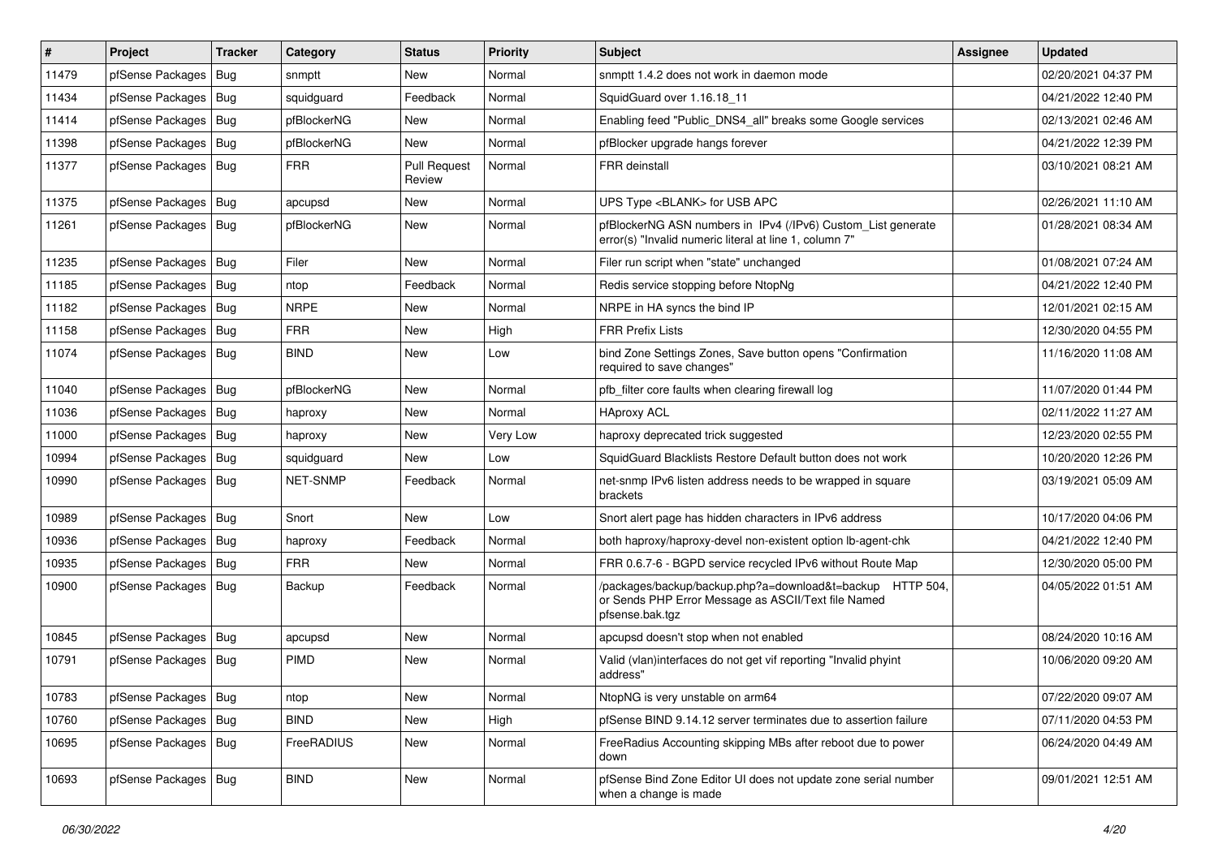| # | Project | Tracker | Category | Status | Priority | Subject | Assignee | Updated |
|---|---|---|---|---|---|---|---|---|
| 11479 | pfSense Packages | Bug | snmptt | New | Normal | snmptt 1.4.2 does not work in daemon mode | | 02/20/2021 04:37 PM |
| 11434 | pfSense Packages | Bug | squidguard | Feedback | Normal | SquidGuard over 1.16.18_11 | | 04/21/2022 12:40 PM |
| 11414 | pfSense Packages | Bug | pfBlockerNG | New | Normal | Enabling feed "Public_DNS4_all" breaks some Google services | | 02/13/2021 02:46 AM |
| 11398 | pfSense Packages | Bug | pfBlockerNG | New | Normal | pfBlocker upgrade hangs forever | | 04/21/2022 12:39 PM |
| 11377 | pfSense Packages | Bug | FRR | Pull Request Review | Normal | FRR deinstall | | 03/10/2021 08:21 AM |
| 11375 | pfSense Packages | Bug | apcupsd | New | Normal | UPS Type <BLANK> for USB APC | | 02/26/2021 11:10 AM |
| 11261 | pfSense Packages | Bug | pfBlockerNG | New | Normal | pfBlockerNG ASN numbers in IPv4 (/IPv6) Custom_List generate error(s) "Invalid numeric literal at line 1, column 7" | | 01/28/2021 08:34 AM |
| 11235 | pfSense Packages | Bug | Filer | New | Normal | Filer run script when "state" unchanged | | 01/08/2021 07:24 AM |
| 11185 | pfSense Packages | Bug | ntop | Feedback | Normal | Redis service stopping before NtopNg | | 04/21/2022 12:40 PM |
| 11182 | pfSense Packages | Bug | NRPE | New | Normal | NRPE in HA syncs the bind IP | | 12/01/2021 02:15 AM |
| 11158 | pfSense Packages | Bug | FRR | New | High | FRR Prefix Lists | | 12/30/2020 04:55 PM |
| 11074 | pfSense Packages | Bug | BIND | New | Low | bind Zone Settings Zones, Save button opens "Confirmation required to save changes" | | 11/16/2020 11:08 AM |
| 11040 | pfSense Packages | Bug | pfBlockerNG | New | Normal | pfb_filter core faults when clearing firewall log | | 11/07/2020 01:44 PM |
| 11036 | pfSense Packages | Bug | haproxy | New | Normal | HAproxy ACL | | 02/11/2022 11:27 AM |
| 11000 | pfSense Packages | Bug | haproxy | New | Very Low | haproxy deprecated trick suggested | | 12/23/2020 02:55 PM |
| 10994 | pfSense Packages | Bug | squidguard | New | Low | SquidGuard Blacklists Restore Default button does not work | | 10/20/2020 12:26 PM |
| 10990 | pfSense Packages | Bug | NET-SNMP | Feedback | Normal | net-snmp IPv6 listen address needs to be wrapped in square brackets | | 03/19/2021 05:09 AM |
| 10989 | pfSense Packages | Bug | Snort | New | Low | Snort alert page has hidden characters in IPv6 address | | 10/17/2020 04:06 PM |
| 10936 | pfSense Packages | Bug | haproxy | Feedback | Normal | both haproxy/haproxy-devel non-existent option lb-agent-chk | | 04/21/2022 12:40 PM |
| 10935 | pfSense Packages | Bug | FRR | New | Normal | FRR 0.6.7-6 - BGPD service recycled IPv6 without Route Map | | 12/30/2020 05:00 PM |
| 10900 | pfSense Packages | Bug | Backup | Feedback | Normal | /packages/backup/backup.php?a=download&t=backup HTTP 504, or Sends PHP Error Message as ASCII/Text file Named pfsense.bak.tgz | | 04/05/2022 01:51 AM |
| 10845 | pfSense Packages | Bug | apcupsd | New | Normal | apcupsd doesn't stop when not enabled | | 08/24/2020 10:16 AM |
| 10791 | pfSense Packages | Bug | PIMD | New | Normal | Valid (vlan)interfaces do not get vif reporting "Invalid phyint address" | | 10/06/2020 09:20 AM |
| 10783 | pfSense Packages | Bug | ntop | New | Normal | NtopNG is very unstable on arm64 | | 07/22/2020 09:07 AM |
| 10760 | pfSense Packages | Bug | BIND | New | High | pfSense BIND 9.14.12 server terminates due to assertion failure | | 07/11/2020 04:53 PM |
| 10695 | pfSense Packages | Bug | FreeRADIUS | New | Normal | FreeRadius Accounting skipping MBs after reboot due to power down | | 06/24/2020 04:49 AM |
| 10693 | pfSense Packages | Bug | BIND | New | Normal | pfSense Bind Zone Editor UI does not update zone serial number when a change is made | | 09/01/2021 12:51 AM |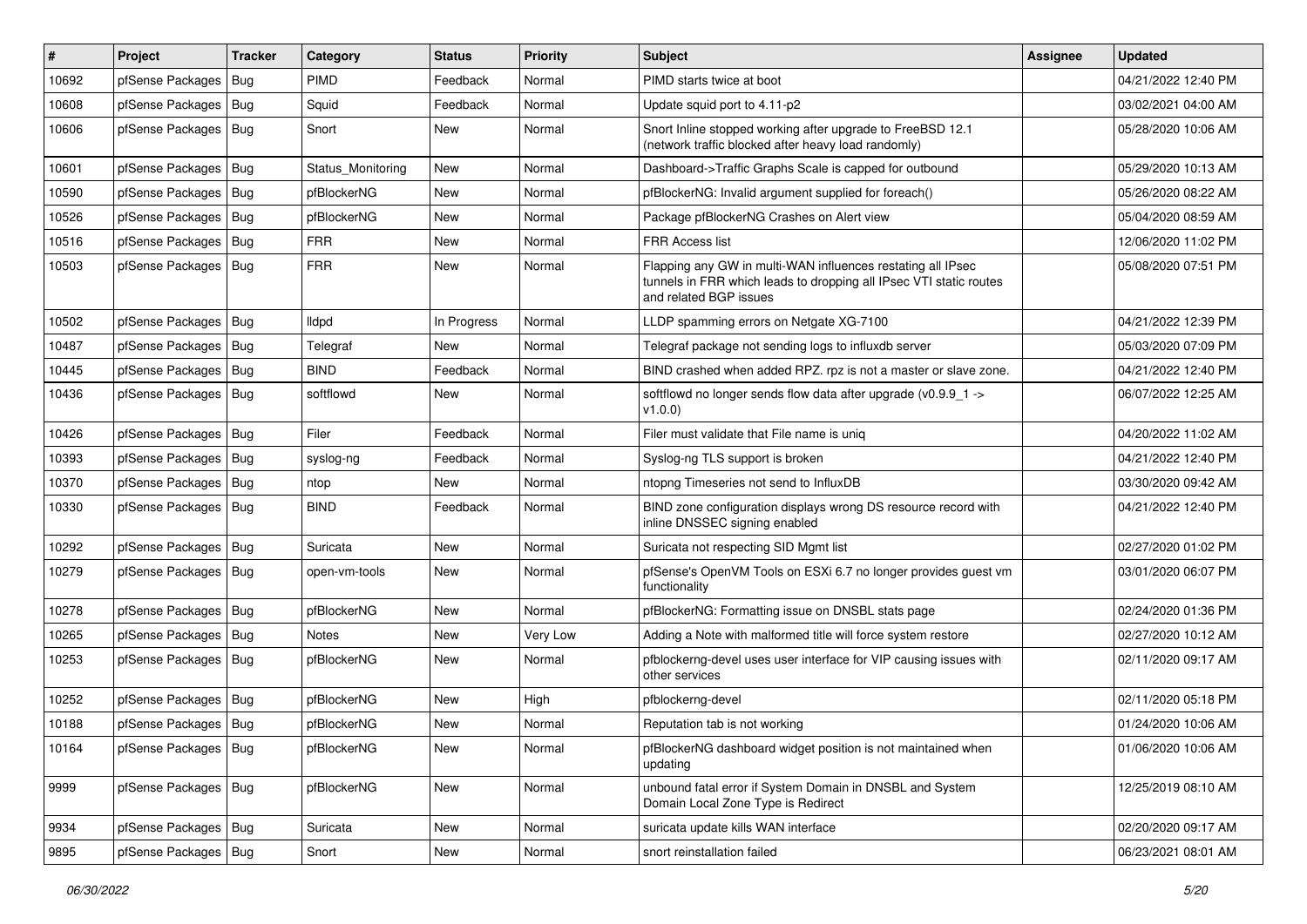| # | Project | Tracker | Category | Status | Priority | Subject | Assignee | Updated |
|---|---|---|---|---|---|---|---|---|
| 10692 | pfSense Packages | Bug | PIMD | Feedback | Normal | PIMD starts twice at boot | | 04/21/2022 12:40 PM |
| 10608 | pfSense Packages | Bug | Squid | Feedback | Normal | Update squid port to 4.11-p2 | | 03/02/2021 04:00 AM |
| 10606 | pfSense Packages | Bug | Snort | New | Normal | Snort Inline stopped working after upgrade to FreeBSD 12.1 (network traffic blocked after heavy load randomly) | | 05/28/2020 10:06 AM |
| 10601 | pfSense Packages | Bug | Status_Monitoring | New | Normal | Dashboard->Traffic Graphs Scale is capped for outbound | | 05/29/2020 10:13 AM |
| 10590 | pfSense Packages | Bug | pfBlockerNG | New | Normal | pfBlockerNG: Invalid argument supplied for foreach() | | 05/26/2020 08:22 AM |
| 10526 | pfSense Packages | Bug | pfBlockerNG | New | Normal | Package pfBlockerNG Crashes on Alert view | | 05/04/2020 08:59 AM |
| 10516 | pfSense Packages | Bug | FRR | New | Normal | FRR Access list | | 12/06/2020 11:02 PM |
| 10503 | pfSense Packages | Bug | FRR | New | Normal | Flapping any GW in multi-WAN influences restating all IPsec tunnels in FRR which leads to dropping all IPsec VTI static routes and related BGP issues | | 05/08/2020 07:51 PM |
| 10502 | pfSense Packages | Bug | lldpd | In Progress | Normal | LLDP spamming errors on Netgate XG-7100 | | 04/21/2022 12:39 PM |
| 10487 | pfSense Packages | Bug | Telegraf | New | Normal | Telegraf package not sending logs to influxdb server | | 05/03/2020 07:09 PM |
| 10445 | pfSense Packages | Bug | BIND | Feedback | Normal | BIND crashed when added RPZ. rpz is not a master or slave zone. | | 04/21/2022 12:40 PM |
| 10436 | pfSense Packages | Bug | softflowd | New | Normal | softflowd no longer sends flow data after upgrade (v0.9.9_1 -> v1.0.0) | | 06/07/2022 12:25 AM |
| 10426 | pfSense Packages | Bug | Filer | Feedback | Normal | Filer must validate that File name is uniq | | 04/20/2022 11:02 AM |
| 10393 | pfSense Packages | Bug | syslog-ng | Feedback | Normal | Syslog-ng TLS support is broken | | 04/21/2022 12:40 PM |
| 10370 | pfSense Packages | Bug | ntop | New | Normal | ntopng Timeseries not send to InfluxDB | | 03/30/2020 09:42 AM |
| 10330 | pfSense Packages | Bug | BIND | Feedback | Normal | BIND zone configuration displays wrong DS resource record with inline DNSSEC signing enabled | | 04/21/2022 12:40 PM |
| 10292 | pfSense Packages | Bug | Suricata | New | Normal | Suricata not respecting SID Mgmt list | | 02/27/2020 01:02 PM |
| 10279 | pfSense Packages | Bug | open-vm-tools | New | Normal | pfSense's OpenVM Tools on ESXi 6.7 no longer provides guest vm functionality | | 03/01/2020 06:07 PM |
| 10278 | pfSense Packages | Bug | pfBlockerNG | New | Normal | pfBlockerNG: Formatting issue on DNSBL stats page | | 02/24/2020 01:36 PM |
| 10265 | pfSense Packages | Bug | Notes | New | Very Low | Adding a Note with malformed title will force system restore | | 02/27/2020 10:12 AM |
| 10253 | pfSense Packages | Bug | pfBlockerNG | New | Normal | pfblockerng-devel uses user interface for VIP causing issues with other services | | 02/11/2020 09:17 AM |
| 10252 | pfSense Packages | Bug | pfBlockerNG | New | High | pfblockerng-devel | | 02/11/2020 05:18 PM |
| 10188 | pfSense Packages | Bug | pfBlockerNG | New | Normal | Reputation tab is not working | | 01/24/2020 10:06 AM |
| 10164 | pfSense Packages | Bug | pfBlockerNG | New | Normal | pfBlockerNG dashboard widget position is not maintained when updating | | 01/06/2020 10:06 AM |
| 9999 | pfSense Packages | Bug | pfBlockerNG | New | Normal | unbound fatal error if System Domain in DNSBL and System Domain Local Zone Type is Redirect | | 12/25/2019 08:10 AM |
| 9934 | pfSense Packages | Bug | Suricata | New | Normal | suricata update kills WAN interface | | 02/20/2020 09:17 AM |
| 9895 | pfSense Packages | Bug | Snort | New | Normal | snort reinstallation failed | | 06/23/2021 08:01 AM |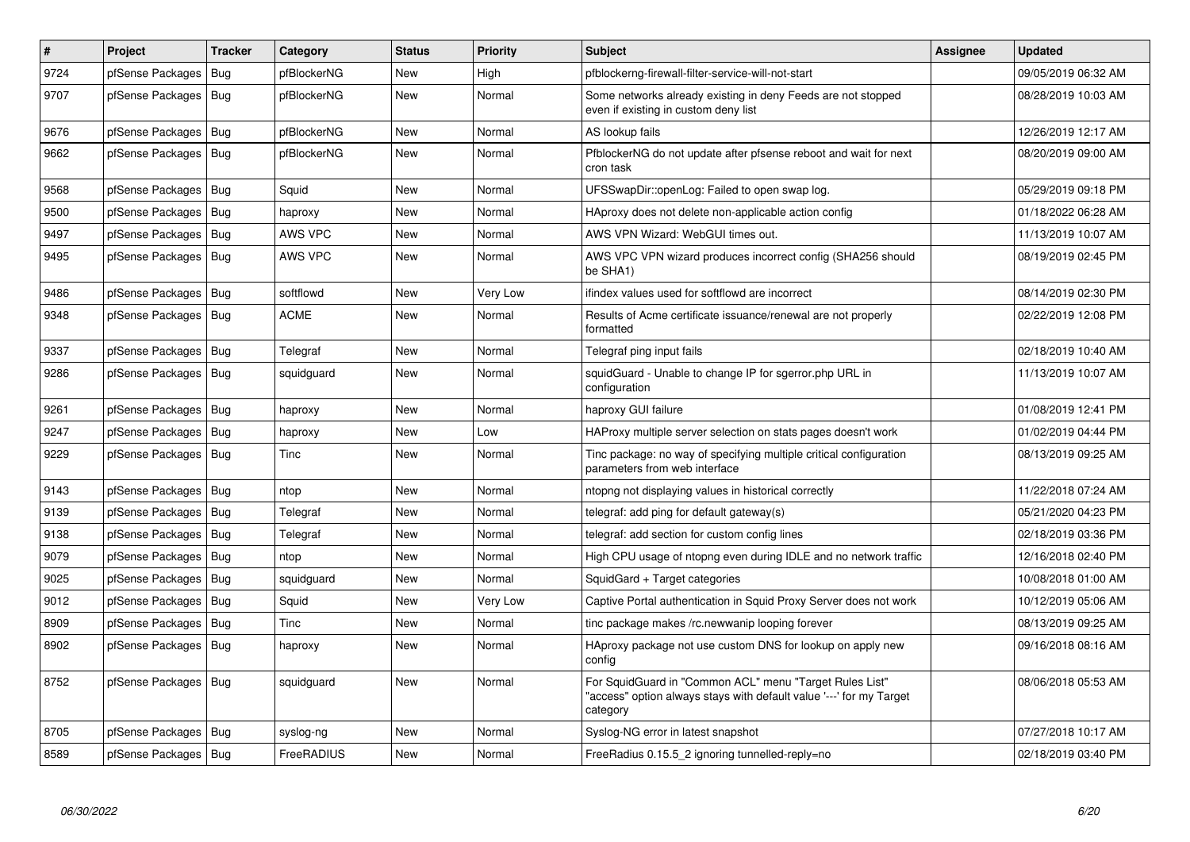| # | Project | Tracker | Category | Status | Priority | Subject | Assignee | Updated |
|---|---|---|---|---|---|---|---|---|
| 9724 | pfSense Packages | Bug | pfBlockerNG | New | High | pfblockerng-firewall-filter-service-will-not-start | | 09/05/2019 06:32 AM |
| 9707 | pfSense Packages | Bug | pfBlockerNG | New | Normal | Some networks already existing in deny Feeds are not stopped even if existing in custom deny list | | 08/28/2019 10:03 AM |
| 9676 | pfSense Packages | Bug | pfBlockerNG | New | Normal | AS lookup fails | | 12/26/2019 12:17 AM |
| 9662 | pfSense Packages | Bug | pfBlockerNG | New | Normal | PfblockerNG do not update after pfsense reboot and wait for next cron task | | 08/20/2019 09:00 AM |
| 9568 | pfSense Packages | Bug | Squid | New | Normal | UFSSwapDir::openLog: Failed to open swap log. | | 05/29/2019 09:18 PM |
| 9500 | pfSense Packages | Bug | haproxy | New | Normal | HAproxy does not delete non-applicable action config | | 01/18/2022 06:28 AM |
| 9497 | pfSense Packages | Bug | AWS VPC | New | Normal | AWS VPN Wizard: WebGUI times out. | | 11/13/2019 10:07 AM |
| 9495 | pfSense Packages | Bug | AWS VPC | New | Normal | AWS VPC VPN wizard produces incorrect config (SHA256 should be SHA1) | | 08/19/2019 02:45 PM |
| 9486 | pfSense Packages | Bug | softflowd | New | Very Low | ifindex values used for softflowd are incorrect | | 08/14/2019 02:30 PM |
| 9348 | pfSense Packages | Bug | ACME | New | Normal | Results of Acme certificate issuance/renewal are not properly formatted | | 02/22/2019 12:08 PM |
| 9337 | pfSense Packages | Bug | Telegraf | New | Normal | Telegraf ping input fails | | 02/18/2019 10:40 AM |
| 9286 | pfSense Packages | Bug | squidguard | New | Normal | squidGuard - Unable to change IP for sgerror.php URL in configuration | | 11/13/2019 10:07 AM |
| 9261 | pfSense Packages | Bug | haproxy | New | Normal | haproxy GUI failure | | 01/08/2019 12:41 PM |
| 9247 | pfSense Packages | Bug | haproxy | New | Low | HAProxy multiple server selection on stats pages doesn't work | | 01/02/2019 04:44 PM |
| 9229 | pfSense Packages | Bug | Tinc | New | Normal | Tinc package: no way of specifying multiple critical configuration parameters from web interface | | 08/13/2019 09:25 AM |
| 9143 | pfSense Packages | Bug | ntop | New | Normal | ntopng not displaying values in historical correctly | | 11/22/2018 07:24 AM |
| 9139 | pfSense Packages | Bug | Telegraf | New | Normal | telegraf: add ping for default gateway(s) | | 05/21/2020 04:23 PM |
| 9138 | pfSense Packages | Bug | Telegraf | New | Normal | telegraf: add section for custom config lines | | 02/18/2019 03:36 PM |
| 9079 | pfSense Packages | Bug | ntop | New | Normal | High CPU usage of ntopng even during IDLE and no network traffic | | 12/16/2018 02:40 PM |
| 9025 | pfSense Packages | Bug | squidguard | New | Normal | SquidGard + Target categories | | 10/08/2018 01:00 AM |
| 9012 | pfSense Packages | Bug | Squid | New | Very Low | Captive Portal authentication in Squid Proxy Server does not work | | 10/12/2019 05:06 AM |
| 8909 | pfSense Packages | Bug | Tinc | New | Normal | tinc package makes /rc.newwanip looping forever | | 08/13/2019 09:25 AM |
| 8902 | pfSense Packages | Bug | haproxy | New | Normal | HAproxy package not use custom DNS for lookup on apply new config | | 09/16/2018 08:16 AM |
| 8752 | pfSense Packages | Bug | squidguard | New | Normal | For SquidGuard in "Common ACL" menu "Target Rules List" "access" option always stays with default value '---' for my Target category | | 08/06/2018 05:53 AM |
| 8705 | pfSense Packages | Bug | syslog-ng | New | Normal | Syslog-NG error in latest snapshot | | 07/27/2018 10:17 AM |
| 8589 | pfSense Packages | Bug | FreeRADIUS | New | Normal | FreeRadius 0.15.5_2 ignoring tunnelled-reply=no | | 02/18/2019 03:40 PM |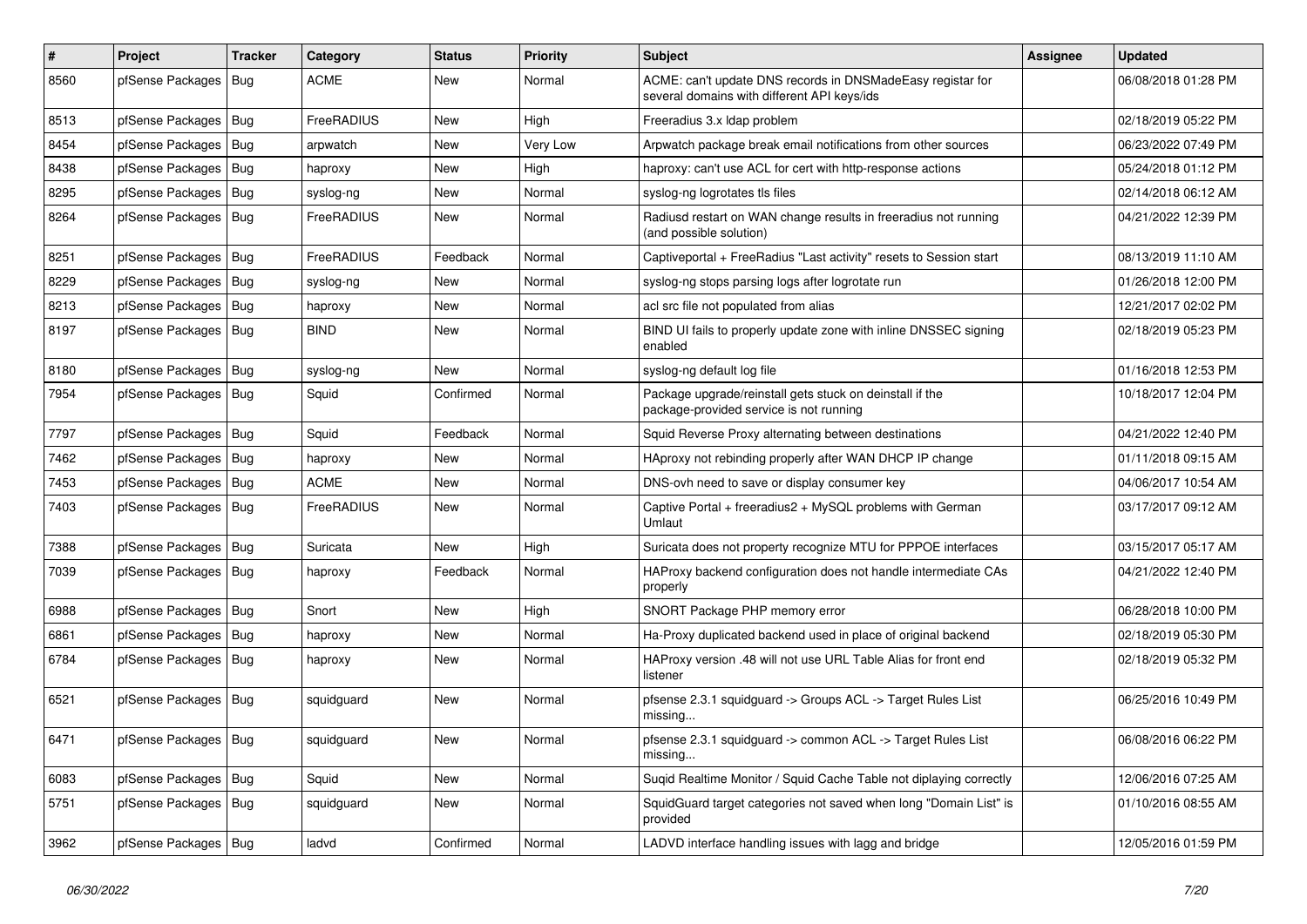| # | Project | Tracker | Category | Status | Priority | Subject | Assignee | Updated |
|---|---|---|---|---|---|---|---|---|
| 8560 | pfSense Packages | Bug | ACME | New | Normal | ACME: can't update DNS records in DNSMadeEasy registar for several domains with different API keys/ids | | 06/08/2018 01:28 PM |
| 8513 | pfSense Packages | Bug | FreeRADIUS | New | High | Freeradius 3.x ldap problem | | 02/18/2019 05:22 PM |
| 8454 | pfSense Packages | Bug | arpwatch | New | Very Low | Arpwatch package break email notifications from other sources | | 06/23/2022 07:49 PM |
| 8438 | pfSense Packages | Bug | haproxy | New | High | haproxy: can't use ACL for cert with http-response actions | | 05/24/2018 01:12 PM |
| 8295 | pfSense Packages | Bug | syslog-ng | New | Normal | syslog-ng logrotates tls files | | 02/14/2018 06:12 AM |
| 8264 | pfSense Packages | Bug | FreeRADIUS | New | Normal | Radiusd restart on WAN change results in freeradius not running (and possible solution) | | 04/21/2022 12:39 PM |
| 8251 | pfSense Packages | Bug | FreeRADIUS | Feedback | Normal | Captiveportal + FreeRadius "Last activity" resets to Session start | | 08/13/2019 11:10 AM |
| 8229 | pfSense Packages | Bug | syslog-ng | New | Normal | syslog-ng stops parsing logs after logrotate run | | 01/26/2018 12:00 PM |
| 8213 | pfSense Packages | Bug | haproxy | New | Normal | acl src file not populated from alias | | 12/21/2017 02:02 PM |
| 8197 | pfSense Packages | Bug | BIND | New | Normal | BIND UI fails to properly update zone with inline DNSSEC signing enabled | | 02/18/2019 05:23 PM |
| 8180 | pfSense Packages | Bug | syslog-ng | New | Normal | syslog-ng default log file | | 01/16/2018 12:53 PM |
| 7954 | pfSense Packages | Bug | Squid | Confirmed | Normal | Package upgrade/reinstall gets stuck on deinstall if the package-provided service is not running | | 10/18/2017 12:04 PM |
| 7797 | pfSense Packages | Bug | Squid | Feedback | Normal | Squid Reverse Proxy alternating between destinations | | 04/21/2022 12:40 PM |
| 7462 | pfSense Packages | Bug | haproxy | New | Normal | HAproxy not rebinding properly after WAN DHCP IP change | | 01/11/2018 09:15 AM |
| 7453 | pfSense Packages | Bug | ACME | New | Normal | DNS-ovh need to save or display consumer key | | 04/06/2017 10:54 AM |
| 7403 | pfSense Packages | Bug | FreeRADIUS | New | Normal | Captive Portal + freeradius2 + MySQL problems with German Umlaut | | 03/17/2017 09:12 AM |
| 7388 | pfSense Packages | Bug | Suricata | New | High | Suricata does not property recognize MTU for PPPOE interfaces | | 03/15/2017 05:17 AM |
| 7039 | pfSense Packages | Bug | haproxy | Feedback | Normal | HAProxy backend configuration does not handle intermediate CAs properly | | 04/21/2022 12:40 PM |
| 6988 | pfSense Packages | Bug | Snort | New | High | SNORT Package PHP memory error | | 06/28/2018 10:00 PM |
| 6861 | pfSense Packages | Bug | haproxy | New | Normal | Ha-Proxy duplicated backend used in place of original backend | | 02/18/2019 05:30 PM |
| 6784 | pfSense Packages | Bug | haproxy | New | Normal | HAProxy version .48 will not use URL Table Alias for front end listener | | 02/18/2019 05:32 PM |
| 6521 | pfSense Packages | Bug | squidguard | New | Normal | pfsense 2.3.1 squidguard -> Groups ACL -> Target Rules List missing... | | 06/25/2016 10:49 PM |
| 6471 | pfSense Packages | Bug | squidguard | New | Normal | pfsense 2.3.1 squidguard -> common ACL -> Target Rules List missing... | | 06/08/2016 06:22 PM |
| 6083 | pfSense Packages | Bug | Squid | New | Normal | Suqid Realtime Monitor / Squid Cache Table not diplaying correctly | | 12/06/2016 07:25 AM |
| 5751 | pfSense Packages | Bug | squidguard | New | Normal | SquidGuard target categories not saved when long "Domain List" is provided | | 01/10/2016 08:55 AM |
| 3962 | pfSense Packages | Bug | ladvd | Confirmed | Normal | LADVD interface handling issues with lagg and bridge | | 12/05/2016 01:59 PM |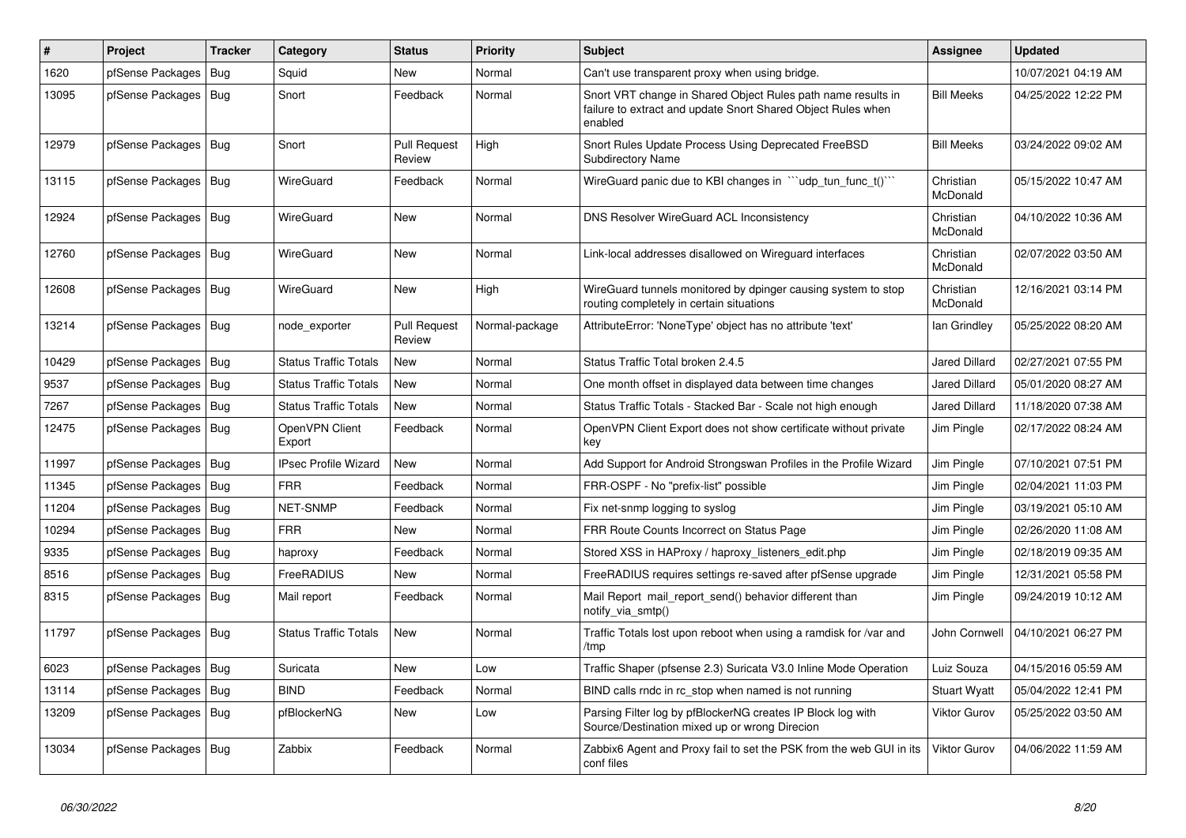| # | Project | Tracker | Category | Status | Priority | Subject | Assignee | Updated |
|---|---|---|---|---|---|---|---|---|
| 1620 | pfSense Packages | Bug | Squid | New | Normal | Can't use transparent proxy when using bridge. | | 10/07/2021 04:19 AM |
| 13095 | pfSense Packages | Bug | Snort | Feedback | Normal | Snort VRT change in Shared Object Rules path name results in failure to extract and update Snort Shared Object Rules when enabled | Bill Meeks | 04/25/2022 12:22 PM |
| 12979 | pfSense Packages | Bug | Snort | Pull Request Review | High | Snort Rules Update Process Using Deprecated FreeBSD Subdirectory Name | Bill Meeks | 03/24/2022 09:02 AM |
| 13115 | pfSense Packages | Bug | WireGuard | Feedback | Normal | WireGuard panic due to KBI changes in ```udp_tun_func_t()``` | Christian McDonald | 05/15/2022 10:47 AM |
| 12924 | pfSense Packages | Bug | WireGuard | New | Normal | DNS Resolver WireGuard ACL Inconsistency | Christian McDonald | 04/10/2022 10:36 AM |
| 12760 | pfSense Packages | Bug | WireGuard | New | Normal | Link-local addresses disallowed on Wireguard interfaces | Christian McDonald | 02/07/2022 03:50 AM |
| 12608 | pfSense Packages | Bug | WireGuard | New | High | WireGuard tunnels monitored by dpinger causing system to stop routing completely in certain situations | Christian McDonald | 12/16/2021 03:14 PM |
| 13214 | pfSense Packages | Bug | node_exporter | Pull Request Review | Normal-package | AttributeError: 'NoneType' object has no attribute 'text' | Ian Grindley | 05/25/2022 08:20 AM |
| 10429 | pfSense Packages | Bug | Status Traffic Totals | New | Normal | Status Traffic Total broken 2.4.5 | Jared Dillard | 02/27/2021 07:55 PM |
| 9537 | pfSense Packages | Bug | Status Traffic Totals | New | Normal | One month offset in displayed data between time changes | Jared Dillard | 05/01/2020 08:27 AM |
| 7267 | pfSense Packages | Bug | Status Traffic Totals | New | Normal | Status Traffic Totals - Stacked Bar - Scale not high enough | Jared Dillard | 11/18/2020 07:38 AM |
| 12475 | pfSense Packages | Bug | OpenVPN Client Export | Feedback | Normal | OpenVPN Client Export does not show certificate without private key | Jim Pingle | 02/17/2022 08:24 AM |
| 11997 | pfSense Packages | Bug | IPsec Profile Wizard | New | Normal | Add Support for Android Strongswan Profiles in the Profile Wizard | Jim Pingle | 07/10/2021 07:51 PM |
| 11345 | pfSense Packages | Bug | FRR | Feedback | Normal | FRR-OSPF - No "prefix-list" possible | Jim Pingle | 02/04/2021 11:03 PM |
| 11204 | pfSense Packages | Bug | NET-SNMP | Feedback | Normal | Fix net-snmp logging to syslog | Jim Pingle | 03/19/2021 05:10 AM |
| 10294 | pfSense Packages | Bug | FRR | New | Normal | FRR Route Counts Incorrect on Status Page | Jim Pingle | 02/26/2020 11:08 AM |
| 9335 | pfSense Packages | Bug | haproxy | Feedback | Normal | Stored XSS in HAProxy / haproxy_listeners_edit.php | Jim Pingle | 02/18/2019 09:35 AM |
| 8516 | pfSense Packages | Bug | FreeRADIUS | New | Normal | FreeRADIUS requires settings re-saved after pfSense upgrade | Jim Pingle | 12/31/2021 05:58 PM |
| 8315 | pfSense Packages | Bug | Mail report | Feedback | Normal | Mail Report mail_report_send() behavior different than notify_via_smtp() | Jim Pingle | 09/24/2019 10:12 AM |
| 11797 | pfSense Packages | Bug | Status Traffic Totals | New | Normal | Traffic Totals lost upon reboot when using a ramdisk for /var and /tmp | John Cornwell | 04/10/2021 06:27 PM |
| 6023 | pfSense Packages | Bug | Suricata | New | Low | Traffic Shaper (pfsense 2.3) Suricata V3.0 Inline Mode Operation | Luiz Souza | 04/15/2016 05:59 AM |
| 13114 | pfSense Packages | Bug | BIND | Feedback | Normal | BIND calls rndc in rc_stop when named is not running | Stuart Wyatt | 05/04/2022 12:41 PM |
| 13209 | pfSense Packages | Bug | pfBlockerNG | New | Low | Parsing Filter log by pfBlockerNG creates IP Block log with Source/Destination mixed up or wrong Direcion | Viktor Gurov | 05/25/2022 03:50 AM |
| 13034 | pfSense Packages | Bug | Zabbix | Feedback | Normal | Zabbix6 Agent and Proxy fail to set the PSK from the web GUI in its conf files | Viktor Gurov | 04/06/2022 11:59 AM |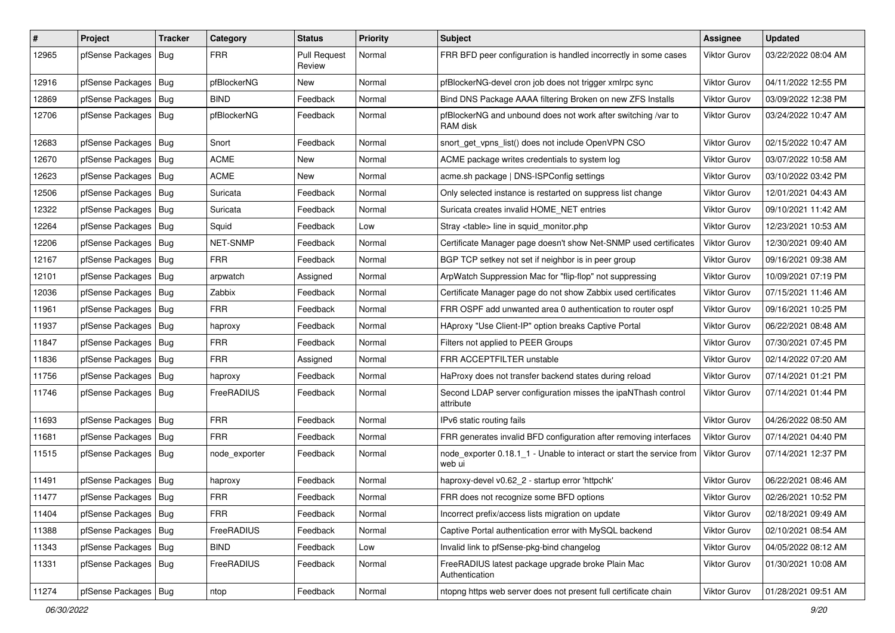| # | Project | Tracker | Category | Status | Priority | Subject | Assignee | Updated |
|---|---|---|---|---|---|---|---|---|
| 12965 | pfSense Packages | Bug | FRR | Pull Request Review | Normal | FRR BFD peer configuration is handled incorrectly in some cases | Viktor Gurov | 03/22/2022 08:04 AM |
| 12916 | pfSense Packages | Bug | pfBlockerNG | New | Normal | pfBlockerNG-devel cron job does not trigger xmlrpc sync | Viktor Gurov | 04/11/2022 12:55 PM |
| 12869 | pfSense Packages | Bug | BIND | Feedback | Normal | Bind DNS Package AAAA filtering Broken on new ZFS Installs | Viktor Gurov | 03/09/2022 12:38 PM |
| 12706 | pfSense Packages | Bug | pfBlockerNG | Feedback | Normal | pfBlockerNG and unbound does not work after switching /var to RAM disk | Viktor Gurov | 03/24/2022 10:47 AM |
| 12683 | pfSense Packages | Bug | Snort | Feedback | Normal | snort_get_vpns_list() does not include OpenVPN CSO | Viktor Gurov | 02/15/2022 10:47 AM |
| 12670 | pfSense Packages | Bug | ACME | New | Normal | ACME package writes credentials to system log | Viktor Gurov | 03/07/2022 10:58 AM |
| 12623 | pfSense Packages | Bug | ACME | New | Normal | acme.sh package \| DNS-ISPConfig settings | Viktor Gurov | 03/10/2022 03:42 PM |
| 12506 | pfSense Packages | Bug | Suricata | Feedback | Normal | Only selected instance is restarted on suppress list change | Viktor Gurov | 12/01/2021 04:43 AM |
| 12322 | pfSense Packages | Bug | Suricata | Feedback | Normal | Suricata creates invalid HOME_NET entries | Viktor Gurov | 09/10/2021 11:42 AM |
| 12264 | pfSense Packages | Bug | Squid | Feedback | Low | Stray <table> line in squid_monitor.php | Viktor Gurov | 12/23/2021 10:53 AM |
| 12206 | pfSense Packages | Bug | NET-SNMP | Feedback | Normal | Certificate Manager page doesn't show Net-SNMP used certificates | Viktor Gurov | 12/30/2021 09:40 AM |
| 12167 | pfSense Packages | Bug | FRR | Feedback | Normal | BGP TCP setkey not set if neighbor is in peer group | Viktor Gurov | 09/16/2021 09:38 AM |
| 12101 | pfSense Packages | Bug | arpwatch | Assigned | Normal | ArpWatch Suppression Mac for "flip-flop" not suppressing | Viktor Gurov | 10/09/2021 07:19 PM |
| 12036 | pfSense Packages | Bug | Zabbix | Feedback | Normal | Certificate Manager page do not show Zabbix used certificates | Viktor Gurov | 07/15/2021 11:46 AM |
| 11961 | pfSense Packages | Bug | FRR | Feedback | Normal | FRR OSPF add unwanted area 0 authentication to router ospf | Viktor Gurov | 09/16/2021 10:25 PM |
| 11937 | pfSense Packages | Bug | haproxy | Feedback | Normal | HAproxy "Use Client-IP" option breaks Captive Portal | Viktor Gurov | 06/22/2021 08:48 AM |
| 11847 | pfSense Packages | Bug | FRR | Feedback | Normal | Filters not applied to PEER Groups | Viktor Gurov | 07/30/2021 07:45 PM |
| 11836 | pfSense Packages | Bug | FRR | Assigned | Normal | FRR ACCEPTFILTER unstable | Viktor Gurov | 02/14/2022 07:20 AM |
| 11756 | pfSense Packages | Bug | haproxy | Feedback | Normal | HaProxy does not transfer backend states during reload | Viktor Gurov | 07/14/2021 01:21 PM |
| 11746 | pfSense Packages | Bug | FreeRADIUS | Feedback | Normal | Second LDAP server configuration misses the ipaNThash control attribute | Viktor Gurov | 07/14/2021 01:44 PM |
| 11693 | pfSense Packages | Bug | FRR | Feedback | Normal | IPv6 static routing fails | Viktor Gurov | 04/26/2022 08:50 AM |
| 11681 | pfSense Packages | Bug | FRR | Feedback | Normal | FRR generates invalid BFD configuration after removing interfaces | Viktor Gurov | 07/14/2021 04:40 PM |
| 11515 | pfSense Packages | Bug | node_exporter | Feedback | Normal | node_exporter 0.18.1_1 - Unable to interact or start the service from web ui | Viktor Gurov | 07/14/2021 12:37 PM |
| 11491 | pfSense Packages | Bug | haproxy | Feedback | Normal | haproxy-devel v0.62_2 - startup error 'httpchk' | Viktor Gurov | 06/22/2021 08:46 AM |
| 11477 | pfSense Packages | Bug | FRR | Feedback | Normal | FRR does not recognize some BFD options | Viktor Gurov | 02/26/2021 10:52 PM |
| 11404 | pfSense Packages | Bug | FRR | Feedback | Normal | Incorrect prefix/access lists migration on update | Viktor Gurov | 02/18/2021 09:49 AM |
| 11388 | pfSense Packages | Bug | FreeRADIUS | Feedback | Normal | Captive Portal authentication error with MySQL backend | Viktor Gurov | 02/10/2021 08:54 AM |
| 11343 | pfSense Packages | Bug | BIND | Feedback | Low | Invalid link to pfSense-pkg-bind changelog | Viktor Gurov | 04/05/2022 08:12 AM |
| 11331 | pfSense Packages | Bug | FreeRADIUS | Feedback | Normal | FreeRADIUS latest package upgrade broke Plain Mac Authentication | Viktor Gurov | 01/30/2021 10:08 AM |
| 11274 | pfSense Packages | Bug | ntop | Feedback | Normal | ntopng https web server does not present full certificate chain | Viktor Gurov | 01/28/2021 09:51 AM |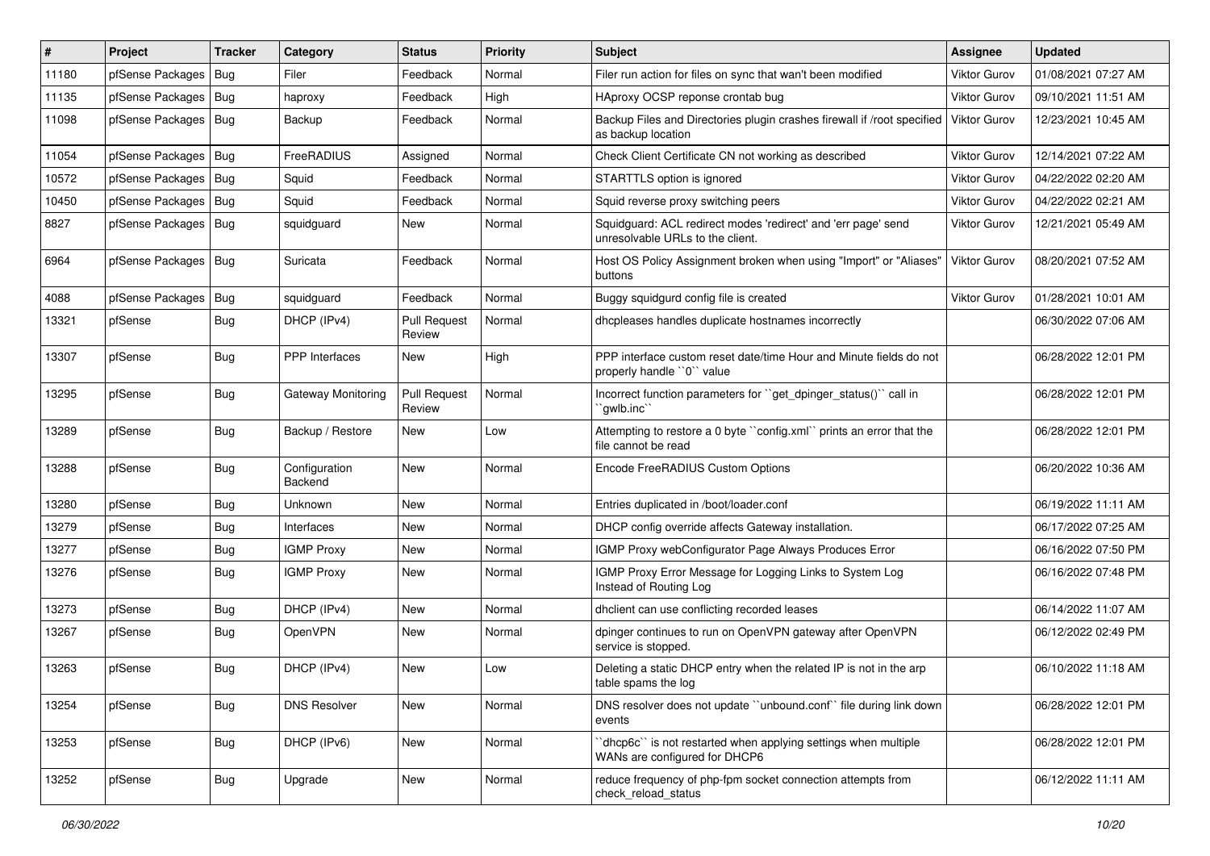| # | Project | Tracker | Category | Status | Priority | Subject | Assignee | Updated |
|---|---|---|---|---|---|---|---|---|
| 11180 | pfSense Packages | Bug | Filer | Feedback | Normal | Filer run action for files on sync that wan't been modified | Viktor Gurov | 01/08/2021 07:27 AM |
| 11135 | pfSense Packages | Bug | haproxy | Feedback | High | HAproxy OCSP reponse crontab bug | Viktor Gurov | 09/10/2021 11:51 AM |
| 11098 | pfSense Packages | Bug | Backup | Feedback | Normal | Backup Files and Directories plugin crashes firewall if /root specified as backup location | Viktor Gurov | 12/23/2021 10:45 AM |
| 11054 | pfSense Packages | Bug | FreeRADIUS | Assigned | Normal | Check Client Certificate CN not working as described | Viktor Gurov | 12/14/2021 07:22 AM |
| 10572 | pfSense Packages | Bug | Squid | Feedback | Normal | STARTTLS option is ignored | Viktor Gurov | 04/22/2022 02:20 AM |
| 10450 | pfSense Packages | Bug | Squid | Feedback | Normal | Squid reverse proxy switching peers | Viktor Gurov | 04/22/2022 02:21 AM |
| 8827 | pfSense Packages | Bug | squidguard | New | Normal | Squidguard: ACL redirect modes 'redirect' and 'err page' send unresolvable URLs to the client. | Viktor Gurov | 12/21/2021 05:49 AM |
| 6964 | pfSense Packages | Bug | Suricata | Feedback | Normal | Host OS Policy Assignment broken when using "Import" or "Aliases" buttons | Viktor Gurov | 08/20/2021 07:52 AM |
| 4088 | pfSense Packages | Bug | squidguard | Feedback | Normal | Buggy squidgurd config file is created | Viktor Gurov | 01/28/2021 10:01 AM |
| 13321 | pfSense | Bug | DHCP (IPv4) | Pull Request Review | Normal | dhcpleases handles duplicate hostnames incorrectly | | 06/30/2022 07:06 AM |
| 13307 | pfSense | Bug | PPP Interfaces | New | High | PPP interface custom reset date/time Hour and Minute fields do not properly handle ``0`` value | | 06/28/2022 12:01 PM |
| 13295 | pfSense | Bug | Gateway Monitoring | Pull Request Review | Normal | Incorrect function parameters for ``get_dpinger_status()`` call in ``gwlb.inc`` | | 06/28/2022 12:01 PM |
| 13289 | pfSense | Bug | Backup / Restore | New | Low | Attempting to restore a 0 byte ``config.xml`` prints an error that the file cannot be read | | 06/28/2022 12:01 PM |
| 13288 | pfSense | Bug | Configuration Backend | New | Normal | Encode FreeRADIUS Custom Options | | 06/20/2022 10:36 AM |
| 13280 | pfSense | Bug | Unknown | New | Normal | Entries duplicated in /boot/loader.conf | | 06/19/2022 11:11 AM |
| 13279 | pfSense | Bug | Interfaces | New | Normal | DHCP config override affects Gateway installation. | | 06/17/2022 07:25 AM |
| 13277 | pfSense | Bug | IGMP Proxy | New | Normal | IGMP Proxy webConfigurator Page Always Produces Error | | 06/16/2022 07:50 PM |
| 13276 | pfSense | Bug | IGMP Proxy | New | Normal | IGMP Proxy Error Message for Logging Links to System Log Instead of Routing Log | | 06/16/2022 07:48 PM |
| 13273 | pfSense | Bug | DHCP (IPv4) | New | Normal | dhclient can use conflicting recorded leases | | 06/14/2022 11:07 AM |
| 13267 | pfSense | Bug | OpenVPN | New | Normal | dpinger continues to run on OpenVPN gateway after OpenVPN service is stopped. | | 06/12/2022 02:49 PM |
| 13263 | pfSense | Bug | DHCP (IPv4) | New | Low | Deleting a static DHCP entry when the related IP is not in the arp table spams the log | | 06/10/2022 11:18 AM |
| 13254 | pfSense | Bug | DNS Resolver | New | Normal | DNS resolver does not update ``unbound.conf`` file during link down events | | 06/28/2022 12:01 PM |
| 13253 | pfSense | Bug | DHCP (IPv6) | New | Normal | ``dhcp6c`` is not restarted when applying settings when multiple WANs are configured for DHCP6 | | 06/28/2022 12:01 PM |
| 13252 | pfSense | Bug | Upgrade | New | Normal | reduce frequency of php-fpm socket connection attempts from check_reload_status | | 06/12/2022 11:11 AM |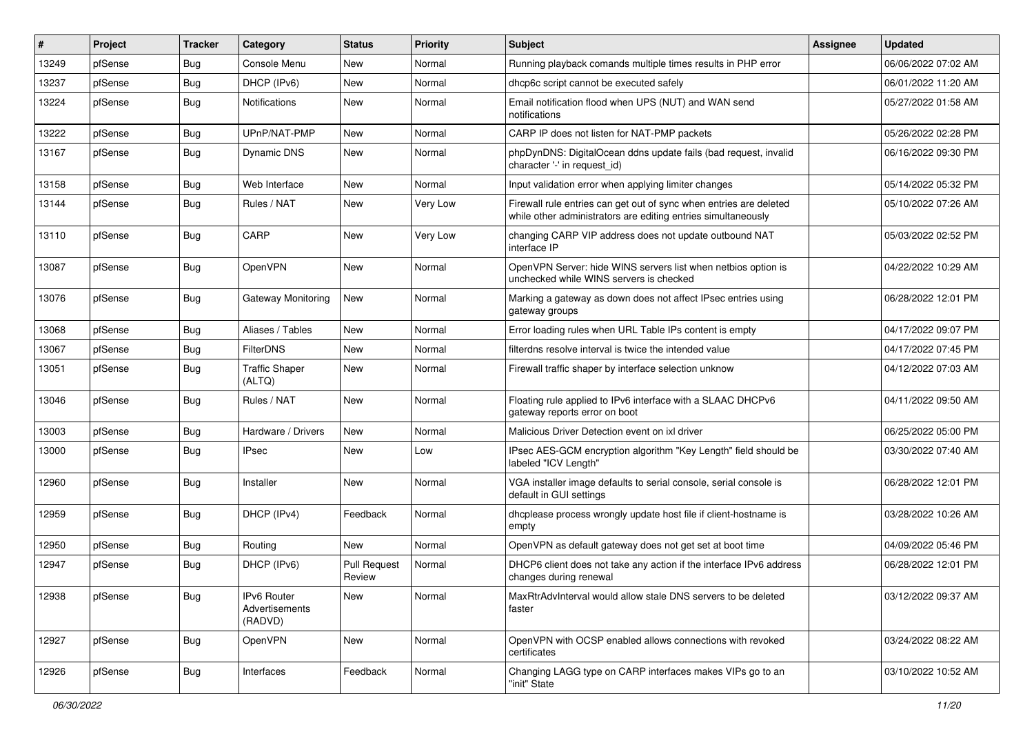| # | Project | Tracker | Category | Status | Priority | Subject | Assignee | Updated |
|---|---|---|---|---|---|---|---|---|
| 13249 | pfSense | Bug | Console Menu | New | Normal | Running playback comands multiple times results in PHP error | | 06/06/2022 07:02 AM |
| 13237 | pfSense | Bug | DHCP (IPv6) | New | Normal | dhcp6c script cannot be executed safely | | 06/01/2022 11:20 AM |
| 13224 | pfSense | Bug | Notifications | New | Normal | Email notification flood when UPS (NUT) and WAN send notifications | | 05/27/2022 01:58 AM |
| 13222 | pfSense | Bug | UPnP/NAT-PMP | New | Normal | CARP IP does not listen for NAT-PMP packets | | 05/26/2022 02:28 PM |
| 13167 | pfSense | Bug | Dynamic DNS | New | Normal | phpDynDNS: DigitalOcean ddns update fails (bad request, invalid character '-' in request_id) | | 06/16/2022 09:30 PM |
| 13158 | pfSense | Bug | Web Interface | New | Normal | Input validation error when applying limiter changes | | 05/14/2022 05:32 PM |
| 13144 | pfSense | Bug | Rules / NAT | New | Very Low | Firewall rule entries can get out of sync when entries are deleted while other administrators are editing entries simultaneously | | 05/10/2022 07:26 AM |
| 13110 | pfSense | Bug | CARP | New | Very Low | changing CARP VIP address does not update outbound NAT interface IP | | 05/03/2022 02:52 PM |
| 13087 | pfSense | Bug | OpenVPN | New | Normal | OpenVPN Server: hide WINS servers list when netbios option is unchecked while WINS servers is checked | | 04/22/2022 10:29 AM |
| 13076 | pfSense | Bug | Gateway Monitoring | New | Normal | Marking a gateway as down does not affect IPsec entries using gateway groups | | 06/28/2022 12:01 PM |
| 13068 | pfSense | Bug | Aliases / Tables | New | Normal | Error loading rules when URL Table IPs content is empty | | 04/17/2022 09:07 PM |
| 13067 | pfSense | Bug | FilterDNS | New | Normal | filterdns resolve interval is twice the intended value | | 04/17/2022 07:45 PM |
| 13051 | pfSense | Bug | Traffic Shaper (ALTQ) | New | Normal | Firewall traffic shaper by interface selection unknow | | 04/12/2022 07:03 AM |
| 13046 | pfSense | Bug | Rules / NAT | New | Normal | Floating rule applied to IPv6 interface with a SLAAC DHCPv6 gateway reports error on boot | | 04/11/2022 09:50 AM |
| 13003 | pfSense | Bug | Hardware / Drivers | New | Normal | Malicious Driver Detection event on ixl driver | | 06/25/2022 05:00 PM |
| 13000 | pfSense | Bug | IPsec | New | Low | IPsec AES-GCM encryption algorithm "Key Length" field should be labeled "ICV Length" | | 03/30/2022 07:40 AM |
| 12960 | pfSense | Bug | Installer | New | Normal | VGA installer image defaults to serial console, serial console is default in GUI settings | | 06/28/2022 12:01 PM |
| 12959 | pfSense | Bug | DHCP (IPv4) | Feedback | Normal | dhcplease process wrongly update host file if client-hostname is empty | | 03/28/2022 10:26 AM |
| 12950 | pfSense | Bug | Routing | New | Normal | OpenVPN as default gateway does not get set at boot time | | 04/09/2022 05:46 PM |
| 12947 | pfSense | Bug | DHCP (IPv6) | Pull Request Review | Normal | DHCP6 client does not take any action if the interface IPv6 address changes during renewal | | 06/28/2022 12:01 PM |
| 12938 | pfSense | Bug | IPv6 Router Advertisements (RADVD) | New | Normal | MaxRtrAdvInterval would allow stale DNS servers to be deleted faster | | 03/12/2022 09:37 AM |
| 12927 | pfSense | Bug | OpenVPN | New | Normal | OpenVPN with OCSP enabled allows connections with revoked certificates | | 03/24/2022 08:22 AM |
| 12926 | pfSense | Bug | Interfaces | Feedback | Normal | Changing LAGG type on CARP interfaces makes VIPs go to an "init" State | | 03/10/2022 10:52 AM |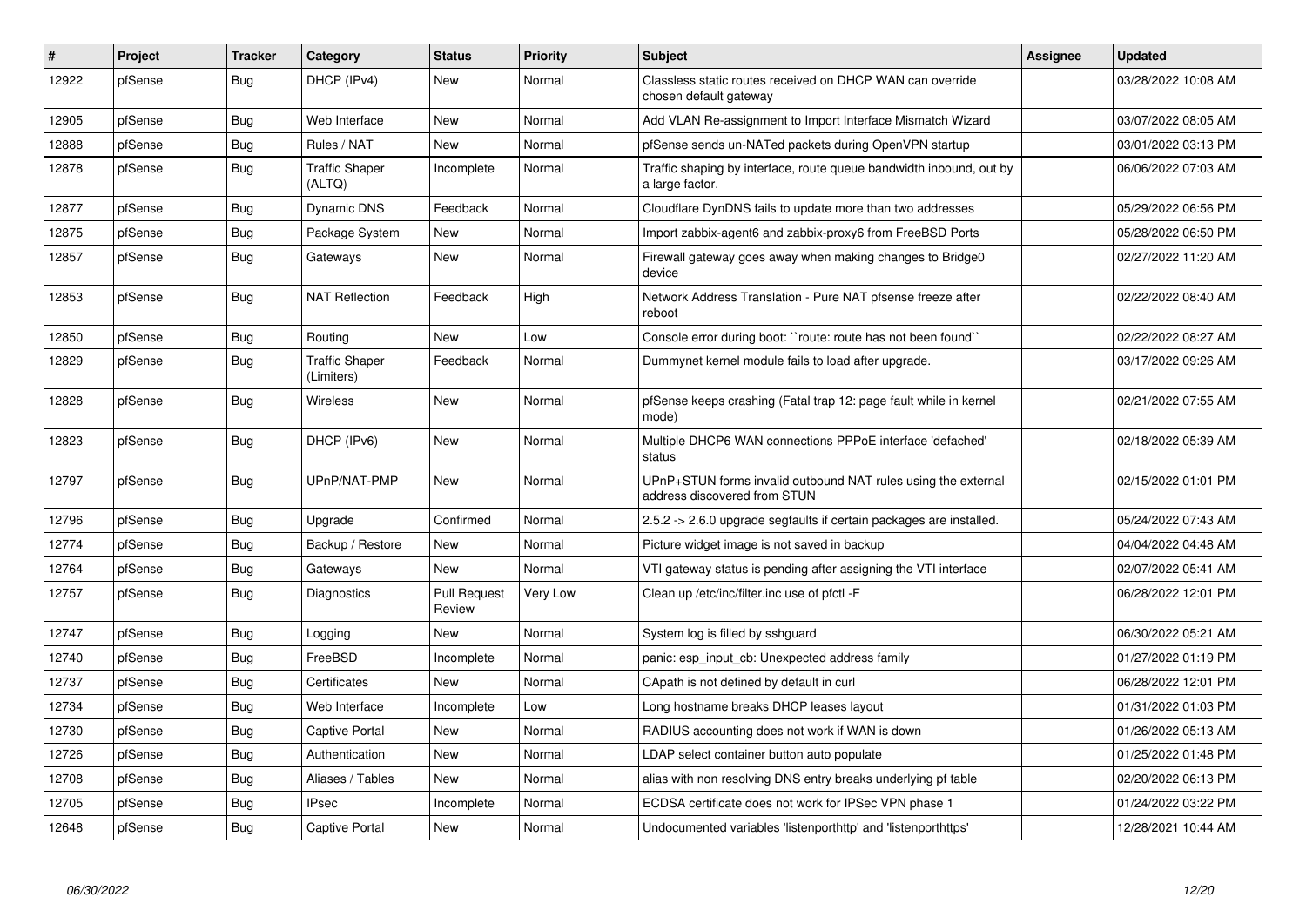| # | Project | Tracker | Category | Status | Priority | Subject | Assignee | Updated |
|---|---|---|---|---|---|---|---|---|
| 12922 | pfSense | Bug | DHCP (IPv4) | New | Normal | Classless static routes received on DHCP WAN can override chosen default gateway | | 03/28/2022 10:08 AM |
| 12905 | pfSense | Bug | Web Interface | New | Normal | Add VLAN Re-assignment to Import Interface Mismatch Wizard | | 03/07/2022 08:05 AM |
| 12888 | pfSense | Bug | Rules / NAT | New | Normal | pfSense sends un-NATed packets during OpenVPN startup | | 03/01/2022 03:13 PM |
| 12878 | pfSense | Bug | Traffic Shaper (ALTQ) | Incomplete | Normal | Traffic shaping by interface, route queue bandwidth inbound, out by a large factor. | | 06/06/2022 07:03 AM |
| 12877 | pfSense | Bug | Dynamic DNS | Feedback | Normal | Cloudflare DynDNS fails to update more than two addresses | | 05/29/2022 06:56 PM |
| 12875 | pfSense | Bug | Package System | New | Normal | Import zabbix-agent6 and zabbix-proxy6 from FreeBSD Ports | | 05/28/2022 06:50 PM |
| 12857 | pfSense | Bug | Gateways | New | Normal | Firewall gateway goes away when making changes to Bridge0 device | | 02/27/2022 11:20 AM |
| 12853 | pfSense | Bug | NAT Reflection | Feedback | High | Network Address Translation - Pure NAT pfsense freeze after reboot | | 02/22/2022 08:40 AM |
| 12850 | pfSense | Bug | Routing | New | Low | Console error during boot: ``route: route has not been found`` | | 02/22/2022 08:27 AM |
| 12829 | pfSense | Bug | Traffic Shaper (Limiters) | Feedback | Normal | Dummynet kernel module fails to load after upgrade. | | 03/17/2022 09:26 AM |
| 12828 | pfSense | Bug | Wireless | New | Normal | pfSense keeps crashing (Fatal trap 12: page fault while in kernel mode) | | 02/21/2022 07:55 AM |
| 12823 | pfSense | Bug | DHCP (IPv6) | New | Normal | Multiple DHCP6 WAN connections PPPoE interface 'defached' status | | 02/18/2022 05:39 AM |
| 12797 | pfSense | Bug | UPnP/NAT-PMP | New | Normal | UPnP+STUN forms invalid outbound NAT rules using the external address discovered from STUN | | 02/15/2022 01:01 PM |
| 12796 | pfSense | Bug | Upgrade | Confirmed | Normal | 2.5.2 -> 2.6.0 upgrade segfaults if certain packages are installed. | | 05/24/2022 07:43 AM |
| 12774 | pfSense | Bug | Backup / Restore | New | Normal | Picture widget image is not saved in backup | | 04/04/2022 04:48 AM |
| 12764 | pfSense | Bug | Gateways | New | Normal | VTI gateway status is pending after assigning the VTI interface | | 02/07/2022 05:41 AM |
| 12757 | pfSense | Bug | Diagnostics | Pull Request Review | Very Low | Clean up /etc/inc/filter.inc use of pfctl -F | | 06/28/2022 12:01 PM |
| 12747 | pfSense | Bug | Logging | New | Normal | System log is filled by sshguard | | 06/30/2022 05:21 AM |
| 12740 | pfSense | Bug | FreeBSD | Incomplete | Normal | panic: esp_input_cb: Unexpected address family | | 01/27/2022 01:19 PM |
| 12737 | pfSense | Bug | Certificates | New | Normal | CApath is not defined by default in curl | | 06/28/2022 12:01 PM |
| 12734 | pfSense | Bug | Web Interface | Incomplete | Low | Long hostname breaks DHCP leases layout | | 01/31/2022 01:03 PM |
| 12730 | pfSense | Bug | Captive Portal | New | Normal | RADIUS accounting does not work if WAN is down | | 01/26/2022 05:13 AM |
| 12726 | pfSense | Bug | Authentication | New | Normal | LDAP select container button auto populate | | 01/25/2022 01:48 PM |
| 12708 | pfSense | Bug | Aliases / Tables | New | Normal | alias with non resolving DNS entry breaks underlying pf table | | 02/20/2022 06:13 PM |
| 12705 | pfSense | Bug | IPsec | Incomplete | Normal | ECDSA certificate does not work for IPSec VPN phase 1 | | 01/24/2022 03:22 PM |
| 12648 | pfSense | Bug | Captive Portal | New | Normal | Undocumented variables 'listenporthttp' and 'listenporthttps' | | 12/28/2021 10:44 AM |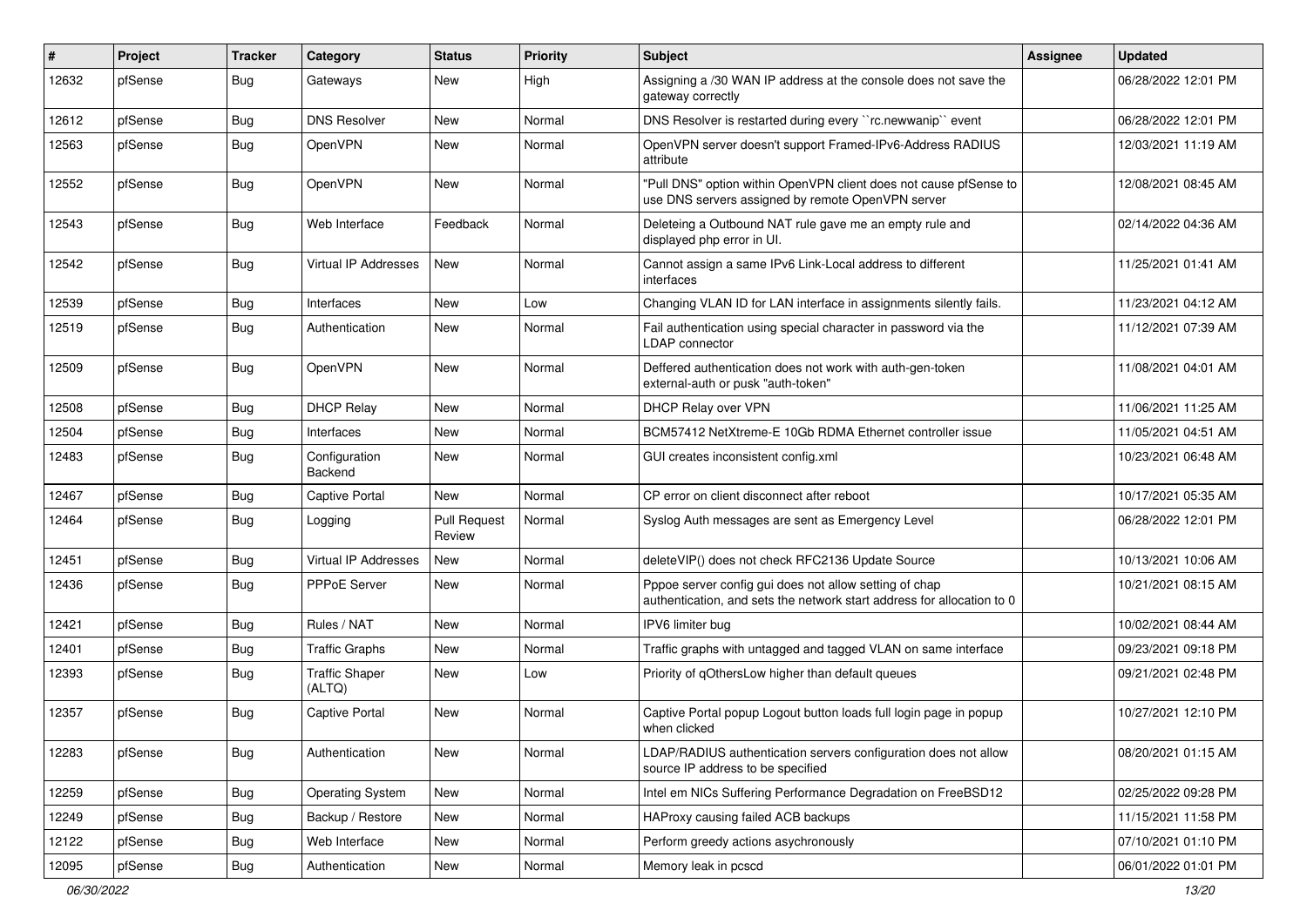| # | Project | Tracker | Category | Status | Priority | Subject | Assignee | Updated |
|---|---|---|---|---|---|---|---|---|
| 12632 | pfSense | Bug | Gateways | New | High | Assigning a /30 WAN IP address at the console does not save the gateway correctly | | 06/28/2022 12:01 PM |
| 12612 | pfSense | Bug | DNS Resolver | New | Normal | DNS Resolver is restarted during every ``rc.newwanip`` event | | 06/28/2022 12:01 PM |
| 12563 | pfSense | Bug | OpenVPN | New | Normal | OpenVPN server doesn't support Framed-IPv6-Address RADIUS attribute | | 12/03/2021 11:19 AM |
| 12552 | pfSense | Bug | OpenVPN | New | Normal | "Pull DNS" option within OpenVPN client does not cause pfSense to use DNS servers assigned by remote OpenVPN server | | 12/08/2021 08:45 AM |
| 12543 | pfSense | Bug | Web Interface | Feedback | Normal | Deleteing a Outbound NAT rule gave me an empty rule and displayed php error in UI. | | 02/14/2022 04:36 AM |
| 12542 | pfSense | Bug | Virtual IP Addresses | New | Normal | Cannot assign a same IPv6 Link-Local address to different interfaces | | 11/25/2021 01:41 AM |
| 12539 | pfSense | Bug | Interfaces | New | Low | Changing VLAN ID for LAN interface in assignments silently fails. | | 11/23/2021 04:12 AM |
| 12519 | pfSense | Bug | Authentication | New | Normal | Fail authentication using special character in password via the LDAP connector | | 11/12/2021 07:39 AM |
| 12509 | pfSense | Bug | OpenVPN | New | Normal | Deffered authentication does not work with auth-gen-token external-auth or pusk "auth-token" | | 11/08/2021 04:01 AM |
| 12508 | pfSense | Bug | DHCP Relay | New | Normal | DHCP Relay over VPN | | 11/06/2021 11:25 AM |
| 12504 | pfSense | Bug | Interfaces | New | Normal | BCM57412 NetXtreme-E 10Gb RDMA Ethernet controller issue | | 11/05/2021 04:51 AM |
| 12483 | pfSense | Bug | Configuration Backend | New | Normal | GUI creates inconsistent config.xml | | 10/23/2021 06:48 AM |
| 12467 | pfSense | Bug | Captive Portal | New | Normal | CP error on client disconnect after reboot | | 10/17/2021 05:35 AM |
| 12464 | pfSense | Bug | Logging | Pull Request Review | Normal | Syslog Auth messages are sent as Emergency Level | | 06/28/2022 12:01 PM |
| 12451 | pfSense | Bug | Virtual IP Addresses | New | Normal | deleteVIP() does not check RFC2136 Update Source | | 10/13/2021 10:06 AM |
| 12436 | pfSense | Bug | PPPoE Server | New | Normal | Pppoe server config gui does not allow setting of chap authentication, and sets the network start address for allocation to 0 | | 10/21/2021 08:15 AM |
| 12421 | pfSense | Bug | Rules / NAT | New | Normal | IPV6 limiter bug | | 10/02/2021 08:44 AM |
| 12401 | pfSense | Bug | Traffic Graphs | New | Normal | Traffic graphs with untagged and tagged VLAN on same interface | | 09/23/2021 09:18 PM |
| 12393 | pfSense | Bug | Traffic Shaper (ALTQ) | New | Low | Priority of qOthersLow higher than default queues | | 09/21/2021 02:48 PM |
| 12357 | pfSense | Bug | Captive Portal | New | Normal | Captive Portal popup Logout button loads full login page in popup when clicked | | 10/27/2021 12:10 PM |
| 12283 | pfSense | Bug | Authentication | New | Normal | LDAP/RADIUS authentication servers configuration does not allow source IP address to be specified | | 08/20/2021 01:15 AM |
| 12259 | pfSense | Bug | Operating System | New | Normal | Intel em NICs Suffering Performance Degradation on FreeBSD12 | | 02/25/2022 09:28 PM |
| 12249 | pfSense | Bug | Backup / Restore | New | Normal | HAProxy causing failed ACB backups | | 11/15/2021 11:58 PM |
| 12122 | pfSense | Bug | Web Interface | New | Normal | Perform greedy actions asychronously | | 07/10/2021 01:10 PM |
| 12095 | pfSense | Bug | Authentication | New | Normal | Memory leak in pcscd | | 06/01/2022 01:01 PM |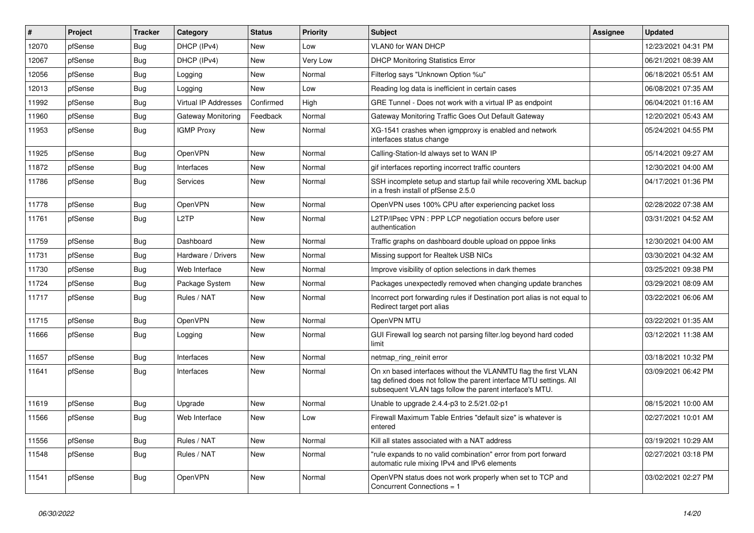| # | Project | Tracker | Category | Status | Priority | Subject | Assignee | Updated |
|---|---|---|---|---|---|---|---|---|
| 12070 | pfSense | Bug | DHCP (IPv4) | New | Low | VLAN0 for WAN DHCP | | 12/23/2021 04:31 PM |
| 12067 | pfSense | Bug | DHCP (IPv4) | New | Very Low | DHCP Monitoring Statistics Error | | 06/21/2021 08:39 AM |
| 12056 | pfSense | Bug | Logging | New | Normal | Filterlog says "Unknown Option %u" | | 06/18/2021 05:51 AM |
| 12013 | pfSense | Bug | Logging | New | Low | Reading log data is inefficient in certain cases | | 06/08/2021 07:35 AM |
| 11992 | pfSense | Bug | Virtual IP Addresses | Confirmed | High | GRE Tunnel - Does not work with a virtual IP as endpoint | | 06/04/2021 01:16 AM |
| 11960 | pfSense | Bug | Gateway Monitoring | Feedback | Normal | Gateway Monitoring Traffic Goes Out Default Gateway | | 12/20/2021 05:43 AM |
| 11953 | pfSense | Bug | IGMP Proxy | New | Normal | XG-1541 crashes when igmpproxy is enabled and network interfaces status change | | 05/24/2021 04:55 PM |
| 11925 | pfSense | Bug | OpenVPN | New | Normal | Calling-Station-Id always set to WAN IP | | 05/14/2021 09:27 AM |
| 11872 | pfSense | Bug | Interfaces | New | Normal | gif interfaces reporting incorrect traffic counters | | 12/30/2021 04:00 AM |
| 11786 | pfSense | Bug | Services | New | Normal | SSH incomplete setup and startup fail while recovering XML backup in a fresh install of pfSense 2.5.0 | | 04/17/2021 01:36 PM |
| 11778 | pfSense | Bug | OpenVPN | New | Normal | OpenVPN uses 100% CPU after experiencing packet loss | | 02/28/2022 07:38 AM |
| 11761 | pfSense | Bug | L2TP | New | Normal | L2TP/IPsec VPN : PPP LCP negotiation occurs before user authentication | | 03/31/2021 04:52 AM |
| 11759 | pfSense | Bug | Dashboard | New | Normal | Traffic graphs on dashboard double upload on pppoe links | | 12/30/2021 04:00 AM |
| 11731 | pfSense | Bug | Hardware / Drivers | New | Normal | Missing support for Realtek USB NICs | | 03/30/2021 04:32 AM |
| 11730 | pfSense | Bug | Web Interface | New | Normal | Improve visibility of option selections in dark themes | | 03/25/2021 09:38 PM |
| 11724 | pfSense | Bug | Package System | New | Normal | Packages unexpectedly removed when changing update branches | | 03/29/2021 08:09 AM |
| 11717 | pfSense | Bug | Rules / NAT | New | Normal | Incorrect port forwarding rules if Destination port alias is not equal to Redirect target port alias | | 03/22/2021 06:06 AM |
| 11715 | pfSense | Bug | OpenVPN | New | Normal | OpenVPN MTU | | 03/22/2021 01:35 AM |
| 11666 | pfSense | Bug | Logging | New | Normal | GUI Firewall log search not parsing filter.log beyond hard coded limit | | 03/12/2021 11:38 AM |
| 11657 | pfSense | Bug | Interfaces | New | Normal | netmap_ring_reinit error | | 03/18/2021 10:32 PM |
| 11641 | pfSense | Bug | Interfaces | New | Normal | On xn based interfaces without the VLANMTU flag the first VLAN tag defined does not follow the parent interface MTU settings. All subsequent VLAN tags follow the parent interface's MTU. | | 03/09/2021 06:42 PM |
| 11619 | pfSense | Bug | Upgrade | New | Normal | Unable to upgrade 2.4.4-p3 to 2.5/21.02-p1 | | 08/15/2021 10:00 AM |
| 11566 | pfSense | Bug | Web Interface | New | Low | Firewall Maximum Table Entries "default size" is whatever is entered | | 02/27/2021 10:01 AM |
| 11556 | pfSense | Bug | Rules / NAT | New | Normal | Kill all states associated with a NAT address | | 03/19/2021 10:29 AM |
| 11548 | pfSense | Bug | Rules / NAT | New | Normal | "rule expands to no valid combination" error from port forward automatic rule mixing IPv4 and IPv6 elements | | 02/27/2021 03:18 PM |
| 11541 | pfSense | Bug | OpenVPN | New | Normal | OpenVPN status does not work properly when set to TCP and Concurrent Connections = 1 | | 03/02/2021 02:27 PM |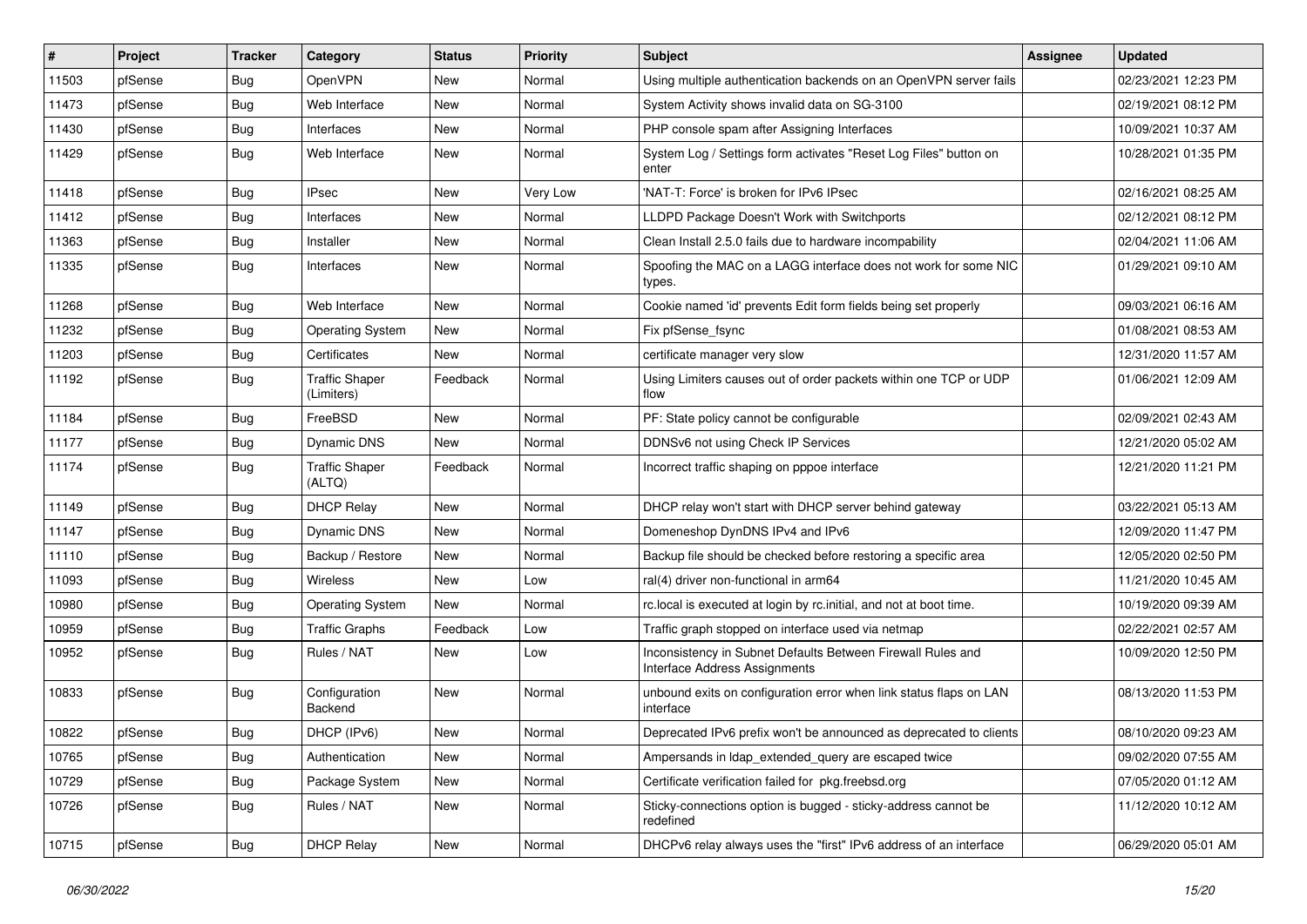| # | Project | Tracker | Category | Status | Priority | Subject | Assignee | Updated |
|---|---|---|---|---|---|---|---|---|
| 11503 | pfSense | Bug | OpenVPN | New | Normal | Using multiple authentication backends on an OpenVPN server fails | | 02/23/2021 12:23 PM |
| 11473 | pfSense | Bug | Web Interface | New | Normal | System Activity shows invalid data on SG-3100 | | 02/19/2021 08:12 PM |
| 11430 | pfSense | Bug | Interfaces | New | Normal | PHP console spam after Assigning Interfaces | | 10/09/2021 10:37 AM |
| 11429 | pfSense | Bug | Web Interface | New | Normal | System Log / Settings form activates "Reset Log Files" button on enter | | 10/28/2021 01:35 PM |
| 11418 | pfSense | Bug | IPsec | New | Very Low | 'NAT-T: Force' is broken for IPv6 IPsec | | 02/16/2021 08:25 AM |
| 11412 | pfSense | Bug | Interfaces | New | Normal | LLDPD Package Doesn't Work with Switchports | | 02/12/2021 08:12 PM |
| 11363 | pfSense | Bug | Installer | New | Normal | Clean Install 2.5.0 fails due to hardware incompability | | 02/04/2021 11:06 AM |
| 11335 | pfSense | Bug | Interfaces | New | Normal | Spoofing the MAC on a LAGG interface does not work for some NIC types. | | 01/29/2021 09:10 AM |
| 11268 | pfSense | Bug | Web Interface | New | Normal | Cookie named 'id' prevents Edit form fields being set properly | | 09/03/2021 06:16 AM |
| 11232 | pfSense | Bug | Operating System | New | Normal | Fix pfSense_fsync | | 01/08/2021 08:53 AM |
| 11203 | pfSense | Bug | Certificates | New | Normal | certificate manager very slow | | 12/31/2020 11:57 AM |
| 11192 | pfSense | Bug | Traffic Shaper (Limiters) | Feedback | Normal | Using Limiters causes out of order packets within one TCP or UDP flow | | 01/06/2021 12:09 AM |
| 11184 | pfSense | Bug | FreeBSD | New | Normal | PF: State policy cannot be configurable | | 02/09/2021 02:43 AM |
| 11177 | pfSense | Bug | Dynamic DNS | New | Normal | DDNSv6 not using Check IP Services | | 12/21/2020 05:02 AM |
| 11174 | pfSense | Bug | Traffic Shaper (ALTQ) | Feedback | Normal | Incorrect traffic shaping on pppoe interface | | 12/21/2020 11:21 PM |
| 11149 | pfSense | Bug | DHCP Relay | New | Normal | DHCP relay won't start with DHCP server behind gateway | | 03/22/2021 05:13 AM |
| 11147 | pfSense | Bug | Dynamic DNS | New | Normal | Domeneshop DynDNS IPv4 and IPv6 | | 12/09/2020 11:47 PM |
| 11110 | pfSense | Bug | Backup / Restore | New | Normal | Backup file should be checked before restoring a specific area | | 12/05/2020 02:50 PM |
| 11093 | pfSense | Bug | Wireless | New | Low | ral(4) driver non-functional in arm64 | | 11/21/2020 10:45 AM |
| 10980 | pfSense | Bug | Operating System | New | Normal | rc.local is executed at login by rc.initial, and not at boot time. | | 10/19/2020 09:39 AM |
| 10959 | pfSense | Bug | Traffic Graphs | Feedback | Low | Traffic graph stopped on interface used via netmap | | 02/22/2021 02:57 AM |
| 10952 | pfSense | Bug | Rules / NAT | New | Low | Inconsistency in Subnet Defaults Between Firewall Rules and Interface Address Assignments | | 10/09/2020 12:50 PM |
| 10833 | pfSense | Bug | Configuration Backend | New | Normal | unbound exits on configuration error when link status flaps on LAN interface | | 08/13/2020 11:53 PM |
| 10822 | pfSense | Bug | DHCP (IPv6) | New | Normal | Deprecated IPv6 prefix won't be announced as deprecated to clients | | 08/10/2020 09:23 AM |
| 10765 | pfSense | Bug | Authentication | New | Normal | Ampersands in ldap_extended_query are escaped twice | | 09/02/2020 07:55 AM |
| 10729 | pfSense | Bug | Package System | New | Normal | Certificate verification failed for pkg.freebsd.org | | 07/05/2020 01:12 AM |
| 10726 | pfSense | Bug | Rules / NAT | New | Normal | Sticky-connections option is bugged - sticky-address cannot be redefined | | 11/12/2020 10:12 AM |
| 10715 | pfSense | Bug | DHCP Relay | New | Normal | DHCPv6 relay always uses the "first" IPv6 address of an interface | | 06/29/2020 05:01 AM |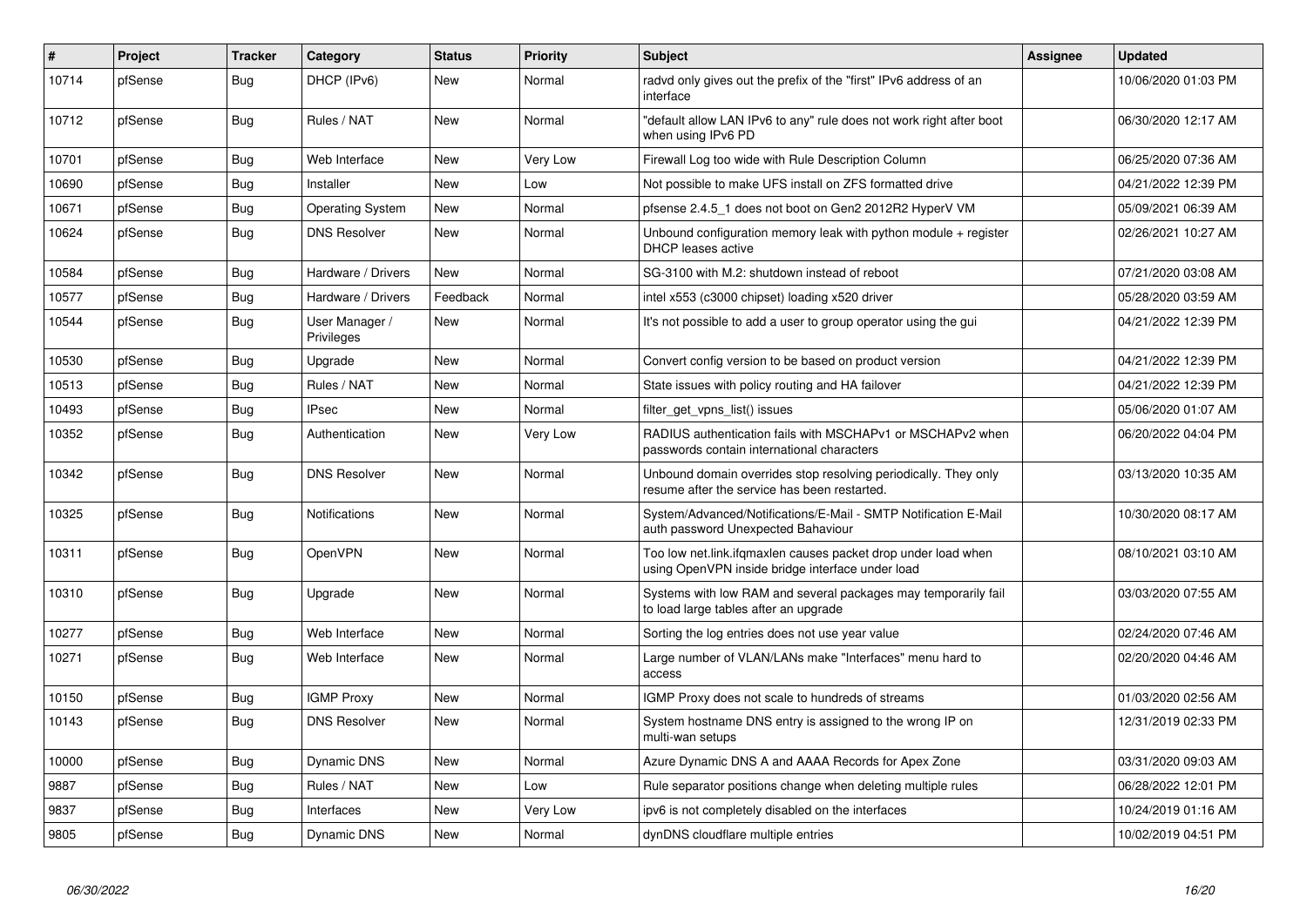| # | Project | Tracker | Category | Status | Priority | Subject | Assignee | Updated |
|---|---|---|---|---|---|---|---|---|
| 10714 | pfSense | Bug | DHCP (IPv6) | New | Normal | radvd only gives out the prefix of the "first" IPv6 address of an interface | | 10/06/2020 01:03 PM |
| 10712 | pfSense | Bug | Rules / NAT | New | Normal | "default allow LAN IPv6 to any" rule does not work right after boot when using IPv6 PD | | 06/30/2020 12:17 AM |
| 10701 | pfSense | Bug | Web Interface | New | Very Low | Firewall Log too wide with Rule Description Column | | 06/25/2020 07:36 AM |
| 10690 | pfSense | Bug | Installer | New | Low | Not possible to make UFS install on ZFS formatted drive | | 04/21/2022 12:39 PM |
| 10671 | pfSense | Bug | Operating System | New | Normal | pfsense 2.4.5_1 does not boot on Gen2 2012R2 HyperV VM | | 05/09/2021 06:39 AM |
| 10624 | pfSense | Bug | DNS Resolver | New | Normal | Unbound configuration memory leak with python module + register DHCP leases active | | 02/26/2021 10:27 AM |
| 10584 | pfSense | Bug | Hardware / Drivers | New | Normal | SG-3100 with M.2: shutdown instead of reboot | | 07/21/2020 03:08 AM |
| 10577 | pfSense | Bug | Hardware / Drivers | Feedback | Normal | intel x553 (c3000 chipset) loading x520 driver | | 05/28/2020 03:59 AM |
| 10544 | pfSense | Bug | User Manager / Privileges | New | Normal | It's not possible to add a user to group operator using the gui | | 04/21/2022 12:39 PM |
| 10530 | pfSense | Bug | Upgrade | New | Normal | Convert config version to be based on product version | | 04/21/2022 12:39 PM |
| 10513 | pfSense | Bug | Rules / NAT | New | Normal | State issues with policy routing and HA failover | | 04/21/2022 12:39 PM |
| 10493 | pfSense | Bug | IPsec | New | Normal | filter_get_vpns_list() issues | | 05/06/2020 01:07 AM |
| 10352 | pfSense | Bug | Authentication | New | Very Low | RADIUS authentication fails with MSCHAPv1 or MSCHAPv2 when passwords contain international characters | | 06/20/2022 04:04 PM |
| 10342 | pfSense | Bug | DNS Resolver | New | Normal | Unbound domain overrides stop resolving periodically. They only resume after the service has been restarted. | | 03/13/2020 10:35 AM |
| 10325 | pfSense | Bug | Notifications | New | Normal | System/Advanced/Notifications/E-Mail - SMTP Notification E-Mail auth password Unexpected Bahaviour | | 10/30/2020 08:17 AM |
| 10311 | pfSense | Bug | OpenVPN | New | Normal | Too low net.link.ifqmaxlen causes packet drop under load when using OpenVPN inside bridge interface under load | | 08/10/2021 03:10 AM |
| 10310 | pfSense | Bug | Upgrade | New | Normal | Systems with low RAM and several packages may temporarily fail to load large tables after an upgrade | | 03/03/2020 07:55 AM |
| 10277 | pfSense | Bug | Web Interface | New | Normal | Sorting the log entries does not use year value | | 02/24/2020 07:46 AM |
| 10271 | pfSense | Bug | Web Interface | New | Normal | Large number of VLAN/LANs make "Interfaces" menu hard to access | | 02/20/2020 04:46 AM |
| 10150 | pfSense | Bug | IGMP Proxy | New | Normal | IGMP Proxy does not scale to hundreds of streams | | 01/03/2020 02:56 AM |
| 10143 | pfSense | Bug | DNS Resolver | New | Normal | System hostname DNS entry is assigned to the wrong IP on multi-wan setups | | 12/31/2019 02:33 PM |
| 10000 | pfSense | Bug | Dynamic DNS | New | Normal | Azure Dynamic DNS A and AAAA Records for Apex Zone | | 03/31/2020 09:03 AM |
| 9887 | pfSense | Bug | Rules / NAT | New | Low | Rule separator positions change when deleting multiple rules | | 06/28/2022 12:01 PM |
| 9837 | pfSense | Bug | Interfaces | New | Very Low | ipv6 is not completely disabled on the interfaces | | 10/24/2019 01:16 AM |
| 9805 | pfSense | Bug | Dynamic DNS | New | Normal | dynDNS cloudflare multiple entries | | 10/02/2019 04:51 PM |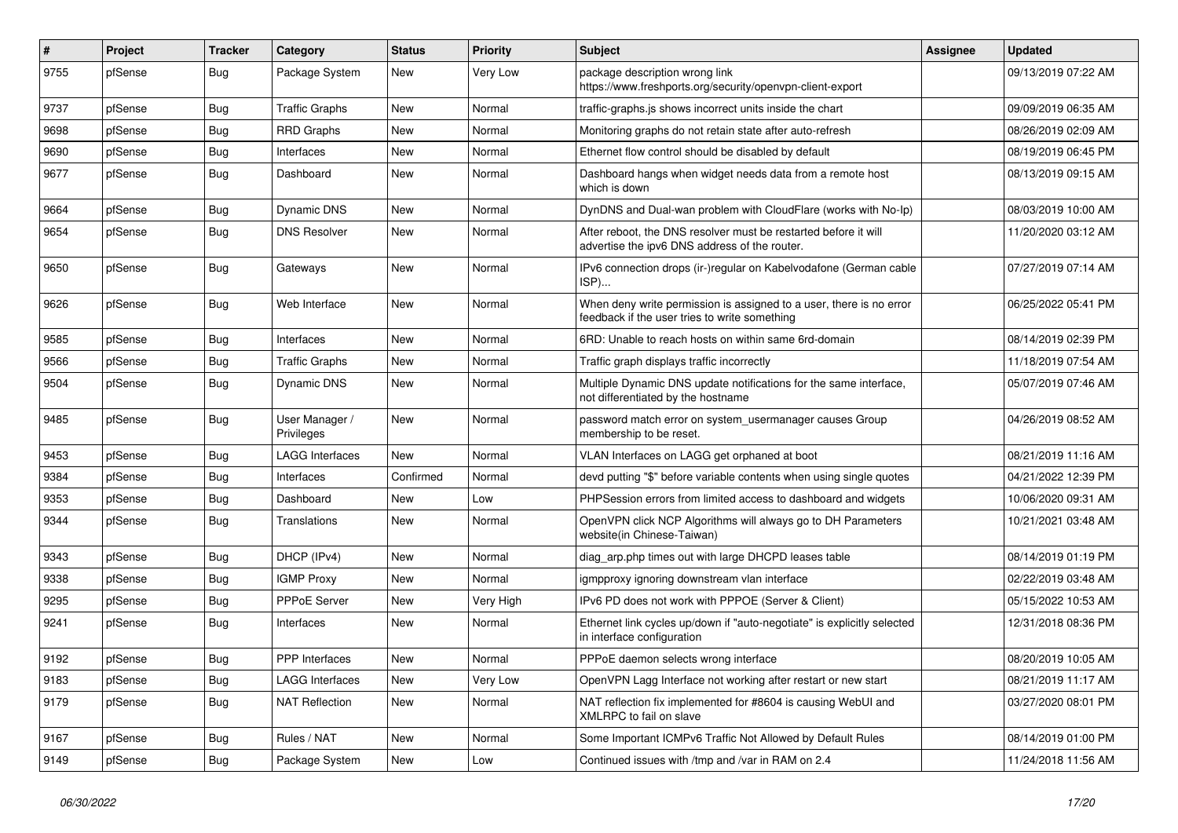| # | Project | Tracker | Category | Status | Priority | Subject | Assignee | Updated |
|---|---|---|---|---|---|---|---|---|
| 9755 | pfSense | Bug | Package System | New | Very Low | package description wrong link https://www.freshports.org/security/openvpn-client-export | | 09/13/2019 07:22 AM |
| 9737 | pfSense | Bug | Traffic Graphs | New | Normal | traffic-graphs.js shows incorrect units inside the chart | | 09/09/2019 06:35 AM |
| 9698 | pfSense | Bug | RRD Graphs | New | Normal | Monitoring graphs do not retain state after auto-refresh | | 08/26/2019 02:09 AM |
| 9690 | pfSense | Bug | Interfaces | New | Normal | Ethernet flow control should be disabled by default | | 08/19/2019 06:45 PM |
| 9677 | pfSense | Bug | Dashboard | New | Normal | Dashboard hangs when widget needs data from a remote host which is down | | 08/13/2019 09:15 AM |
| 9664 | pfSense | Bug | Dynamic DNS | New | Normal | DynDNS and Dual-wan problem with CloudFlare (works with No-Ip) | | 08/03/2019 10:00 AM |
| 9654 | pfSense | Bug | DNS Resolver | New | Normal | After reboot, the DNS resolver must be restarted before it will advertise the ipv6 DNS address of the router. | | 11/20/2020 03:12 AM |
| 9650 | pfSense | Bug | Gateways | New | Normal | IPv6 connection drops (ir-)regular on Kabelvodafone (German cable ISP)... | | 07/27/2019 07:14 AM |
| 9626 | pfSense | Bug | Web Interface | New | Normal | When deny write permission is assigned to a user, there is no error feedback if the user tries to write something | | 06/25/2022 05:41 PM |
| 9585 | pfSense | Bug | Interfaces | New | Normal | 6RD: Unable to reach hosts on within same 6rd-domain | | 08/14/2019 02:39 PM |
| 9566 | pfSense | Bug | Traffic Graphs | New | Normal | Traffic graph displays traffic incorrectly | | 11/18/2019 07:54 AM |
| 9504 | pfSense | Bug | Dynamic DNS | New | Normal | Multiple Dynamic DNS update notifications for the same interface, not differentiated by the hostname | | 05/07/2019 07:46 AM |
| 9485 | pfSense | Bug | User Manager / Privileges | New | Normal | password match error on system_usermanager causes Group membership to be reset. | | 04/26/2019 08:52 AM |
| 9453 | pfSense | Bug | LAGG Interfaces | New | Normal | VLAN Interfaces on LAGG get orphaned at boot | | 08/21/2019 11:16 AM |
| 9384 | pfSense | Bug | Interfaces | Confirmed | Normal | devd putting "$" before variable contents when using single quotes | | 04/21/2022 12:39 PM |
| 9353 | pfSense | Bug | Dashboard | New | Low | PHPSession errors from limited access to dashboard and widgets | | 10/06/2020 09:31 AM |
| 9344 | pfSense | Bug | Translations | New | Normal | OpenVPN click NCP Algorithms will always go to DH Parameters website(in Chinese-Taiwan) | | 10/21/2021 03:48 AM |
| 9343 | pfSense | Bug | DHCP (IPv4) | New | Normal | diag_arp.php times out with large DHCPD leases table | | 08/14/2019 01:19 PM |
| 9338 | pfSense | Bug | IGMP Proxy | New | Normal | igmpproxy ignoring downstream vlan interface | | 02/22/2019 03:48 AM |
| 9295 | pfSense | Bug | PPPoE Server | New | Very High | IPv6 PD does not work with PPPOE (Server & Client) | | 05/15/2022 10:53 AM |
| 9241 | pfSense | Bug | Interfaces | New | Normal | Ethernet link cycles up/down if "auto-negotiate" is explicitly selected in interface configuration | | 12/31/2018 08:36 PM |
| 9192 | pfSense | Bug | PPP Interfaces | New | Normal | PPPoE daemon selects wrong interface | | 08/20/2019 10:05 AM |
| 9183 | pfSense | Bug | LAGG Interfaces | New | Very Low | OpenVPN Lagg Interface not working after restart or new start | | 08/21/2019 11:17 AM |
| 9179 | pfSense | Bug | NAT Reflection | New | Normal | NAT reflection fix implemented for #8604 is causing WebUI and XMLRPC to fail on slave | | 03/27/2020 08:01 PM |
| 9167 | pfSense | Bug | Rules / NAT | New | Normal | Some Important ICMPv6 Traffic Not Allowed by Default Rules | | 08/14/2019 01:00 PM |
| 9149 | pfSense | Bug | Package System | New | Low | Continued issues with /tmp and /var in RAM on 2.4 | | 11/24/2018 11:56 AM |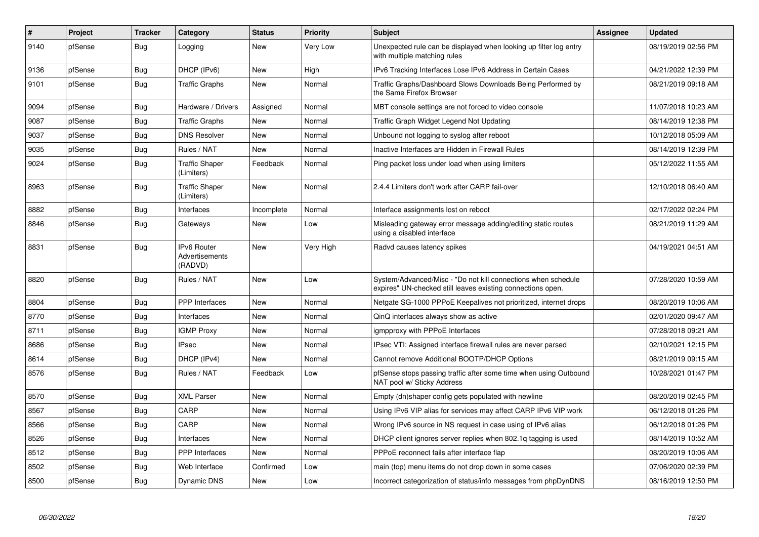| # | Project | Tracker | Category | Status | Priority | Subject | Assignee | Updated |
|---|---|---|---|---|---|---|---|---|
| 9140 | pfSense | Bug | Logging | New | Very Low | Unexpected rule can be displayed when looking up filter log entry with multiple matching rules | | 08/19/2019 02:56 PM |
| 9136 | pfSense | Bug | DHCP (IPv6) | New | High | IPv6 Tracking Interfaces Lose IPv6 Address in Certain Cases | | 04/21/2022 12:39 PM |
| 9101 | pfSense | Bug | Traffic Graphs | New | Normal | Traffic Graphs/Dashboard Slows Downloads Being Performed by the Same Firefox Browser | | 08/21/2019 09:18 AM |
| 9094 | pfSense | Bug | Hardware / Drivers | Assigned | Normal | MBT console settings are not forced to video console | | 11/07/2018 10:23 AM |
| 9087 | pfSense | Bug | Traffic Graphs | New | Normal | Traffic Graph Widget Legend Not Updating | | 08/14/2019 12:38 PM |
| 9037 | pfSense | Bug | DNS Resolver | New | Normal | Unbound not logging to syslog after reboot | | 10/12/2018 05:09 AM |
| 9035 | pfSense | Bug | Rules / NAT | New | Normal | Inactive Interfaces are Hidden in Firewall Rules | | 08/14/2019 12:39 PM |
| 9024 | pfSense | Bug | Traffic Shaper (Limiters) | Feedback | Normal | Ping packet loss under load when using limiters | | 05/12/2022 11:55 AM |
| 8963 | pfSense | Bug | Traffic Shaper (Limiters) | New | Normal | 2.4.4 Limiters don't work after CARP fail-over | | 12/10/2018 06:40 AM |
| 8882 | pfSense | Bug | Interfaces | Incomplete | Normal | Interface assignments lost on reboot | | 02/17/2022 02:24 PM |
| 8846 | pfSense | Bug | Gateways | New | Low | Misleading gateway error message adding/editing static routes using a disabled interface | | 08/21/2019 11:29 AM |
| 8831 | pfSense | Bug | IPv6 Router Advertisements (RADVD) | New | Very High | Radvd causes latency spikes | | 04/19/2021 04:51 AM |
| 8820 | pfSense | Bug | Rules / NAT | New | Low | System/Advanced/Misc - "Do not kill connections when schedule expires" UN-checked still leaves existing connections open. | | 07/28/2020 10:59 AM |
| 8804 | pfSense | Bug | PPP Interfaces | New | Normal | Netgate SG-1000 PPPoE Keepalives not prioritized, internet drops | | 08/20/2019 10:06 AM |
| 8770 | pfSense | Bug | Interfaces | New | Normal | QinQ interfaces always show as active | | 02/01/2020 09:47 AM |
| 8711 | pfSense | Bug | IGMP Proxy | New | Normal | igmpproxy with PPPoE Interfaces | | 07/28/2018 09:21 AM |
| 8686 | pfSense | Bug | IPsec | New | Normal | IPsec VTI: Assigned interface firewall rules are never parsed | | 02/10/2021 12:15 PM |
| 8614 | pfSense | Bug | DHCP (IPv4) | New | Normal | Cannot remove Additional BOOTP/DHCP Options | | 08/21/2019 09:15 AM |
| 8576 | pfSense | Bug | Rules / NAT | Feedback | Low | pfSense stops passing traffic after some time when using Outbound NAT pool w/ Sticky Address | | 10/28/2021 01:47 PM |
| 8570 | pfSense | Bug | XML Parser | New | Normal | Empty (dn)shaper config gets populated with newline | | 08/20/2019 02:45 PM |
| 8567 | pfSense | Bug | CARP | New | Normal | Using IPv6 VIP alias for services may affect CARP IPv6 VIP work | | 06/12/2018 01:26 PM |
| 8566 | pfSense | Bug | CARP | New | Normal | Wrong IPv6 source in NS request in case using of IPv6 alias | | 06/12/2018 01:26 PM |
| 8526 | pfSense | Bug | Interfaces | New | Normal | DHCP client ignores server replies when 802.1q tagging is used | | 08/14/2019 10:52 AM |
| 8512 | pfSense | Bug | PPP Interfaces | New | Normal | PPPoE reconnect fails after interface flap | | 08/20/2019 10:06 AM |
| 8502 | pfSense | Bug | Web Interface | Confirmed | Low | main (top) menu items do not drop down in some cases | | 07/06/2020 02:39 PM |
| 8500 | pfSense | Bug | Dynamic DNS | New | Low | Incorrect categorization of status/info messages from phpDynDNS | | 08/16/2019 12:50 PM |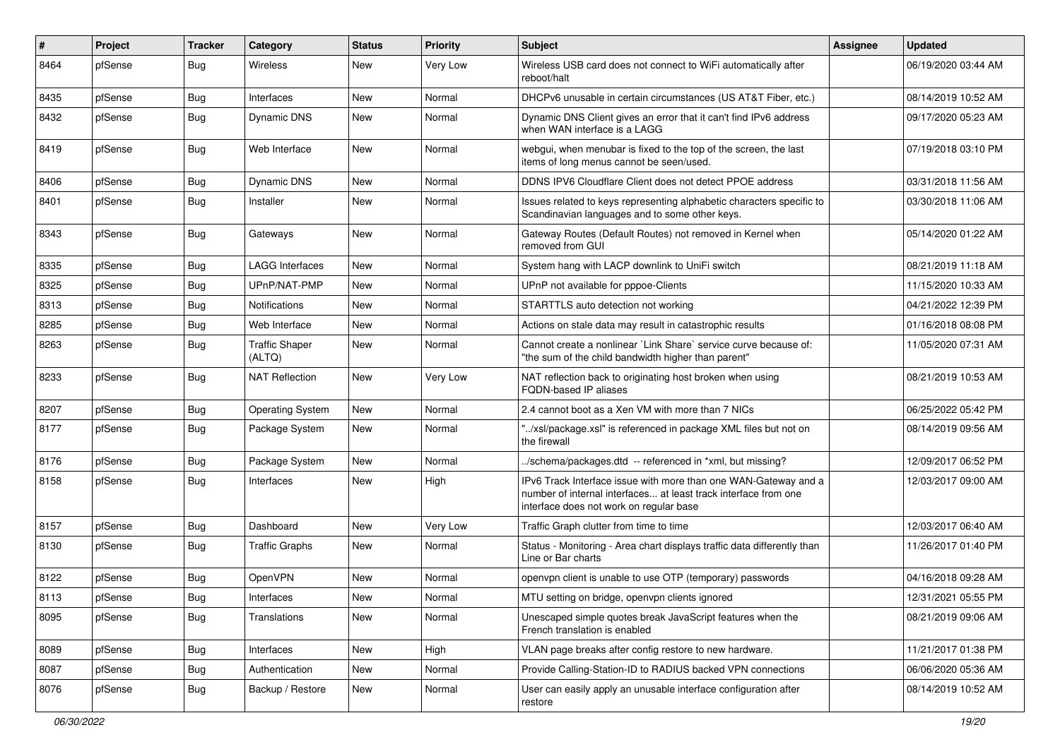| # | Project | Tracker | Category | Status | Priority | Subject | Assignee | Updated |
|---|---|---|---|---|---|---|---|---|
| 8464 | pfSense | Bug | Wireless | New | Very Low | Wireless USB card does not connect to WiFi automatically after reboot/halt | | 06/19/2020 03:44 AM |
| 8435 | pfSense | Bug | Interfaces | New | Normal | DHCPv6 unusable in certain circumstances (US AT&T Fiber, etc.) | | 08/14/2019 10:52 AM |
| 8432 | pfSense | Bug | Dynamic DNS | New | Normal | Dynamic DNS Client gives an error that it can't find IPv6 address when WAN interface is a LAGG | | 09/17/2020 05:23 AM |
| 8419 | pfSense | Bug | Web Interface | New | Normal | webgui, when menubar is fixed to the top of the screen, the last items of long menus cannot be seen/used. | | 07/19/2018 03:10 PM |
| 8406 | pfSense | Bug | Dynamic DNS | New | Normal | DDNS IPV6 Cloudflare Client does not detect PPOE address | | 03/31/2018 11:56 AM |
| 8401 | pfSense | Bug | Installer | New | Normal | Issues related to keys representing alphabetic characters specific to Scandinavian languages and to some other keys. | | 03/30/2018 11:06 AM |
| 8343 | pfSense | Bug | Gateways | New | Normal | Gateway Routes (Default Routes) not removed in Kernel when removed from GUI | | 05/14/2020 01:22 AM |
| 8335 | pfSense | Bug | LAGG Interfaces | New | Normal | System hang with LACP downlink to UniFi switch | | 08/21/2019 11:18 AM |
| 8325 | pfSense | Bug | UPnP/NAT-PMP | New | Normal | UPnP not available for pppoe-Clients | | 11/15/2020 10:33 AM |
| 8313 | pfSense | Bug | Notifications | New | Normal | STARTTLS auto detection not working | | 04/21/2022 12:39 PM |
| 8285 | pfSense | Bug | Web Interface | New | Normal | Actions on stale data may result in catastrophic results | | 01/16/2018 08:08 PM |
| 8263 | pfSense | Bug | Traffic Shaper (ALTQ) | New | Normal | Cannot create a nonlinear `Link Share` service curve because of: "the sum of the child bandwidth higher than parent" | | 11/05/2020 07:31 AM |
| 8233 | pfSense | Bug | NAT Reflection | New | Very Low | NAT reflection back to originating host broken when using FQDN-based IP aliases | | 08/21/2019 10:53 AM |
| 8207 | pfSense | Bug | Operating System | New | Normal | 2.4 cannot boot as a Xen VM with more than 7 NICs | | 06/25/2022 05:42 PM |
| 8177 | pfSense | Bug | Package System | New | Normal | "../xsl/package.xsl" is referenced in package XML files but not on the firewall | | 08/14/2019 09:56 AM |
| 8176 | pfSense | Bug | Package System | New | Normal | ../schema/packages.dtd -- referenced in *xml, but missing? | | 12/09/2017 06:52 PM |
| 8158 | pfSense | Bug | Interfaces | New | High | IPv6 Track Interface issue with more than one WAN-Gateway and a number of internal interfaces... at least track interface from one interface does not work on regular base | | 12/03/2017 09:00 AM |
| 8157 | pfSense | Bug | Dashboard | New | Very Low | Traffic Graph clutter from time to time | | 12/03/2017 06:40 AM |
| 8130 | pfSense | Bug | Traffic Graphs | New | Normal | Status - Monitoring - Area chart displays traffic data differently than Line or Bar charts | | 11/26/2017 01:40 PM |
| 8122 | pfSense | Bug | OpenVPN | New | Normal | openvpn client is unable to use OTP (temporary) passwords | | 04/16/2018 09:28 AM |
| 8113 | pfSense | Bug | Interfaces | New | Normal | MTU setting on bridge, openvpn clients ignored | | 12/31/2021 05:55 PM |
| 8095 | pfSense | Bug | Translations | New | Normal | Unescaped simple quotes break JavaScript features when the French translation is enabled | | 08/21/2019 09:06 AM |
| 8089 | pfSense | Bug | Interfaces | New | High | VLAN page breaks after config restore to new hardware. | | 11/21/2017 01:38 PM |
| 8087 | pfSense | Bug | Authentication | New | Normal | Provide Calling-Station-ID to RADIUS backed VPN connections | | 06/06/2020 05:36 AM |
| 8076 | pfSense | Bug | Backup / Restore | New | Normal | User can easily apply an unusable interface configuration after restore | | 08/14/2019 10:52 AM |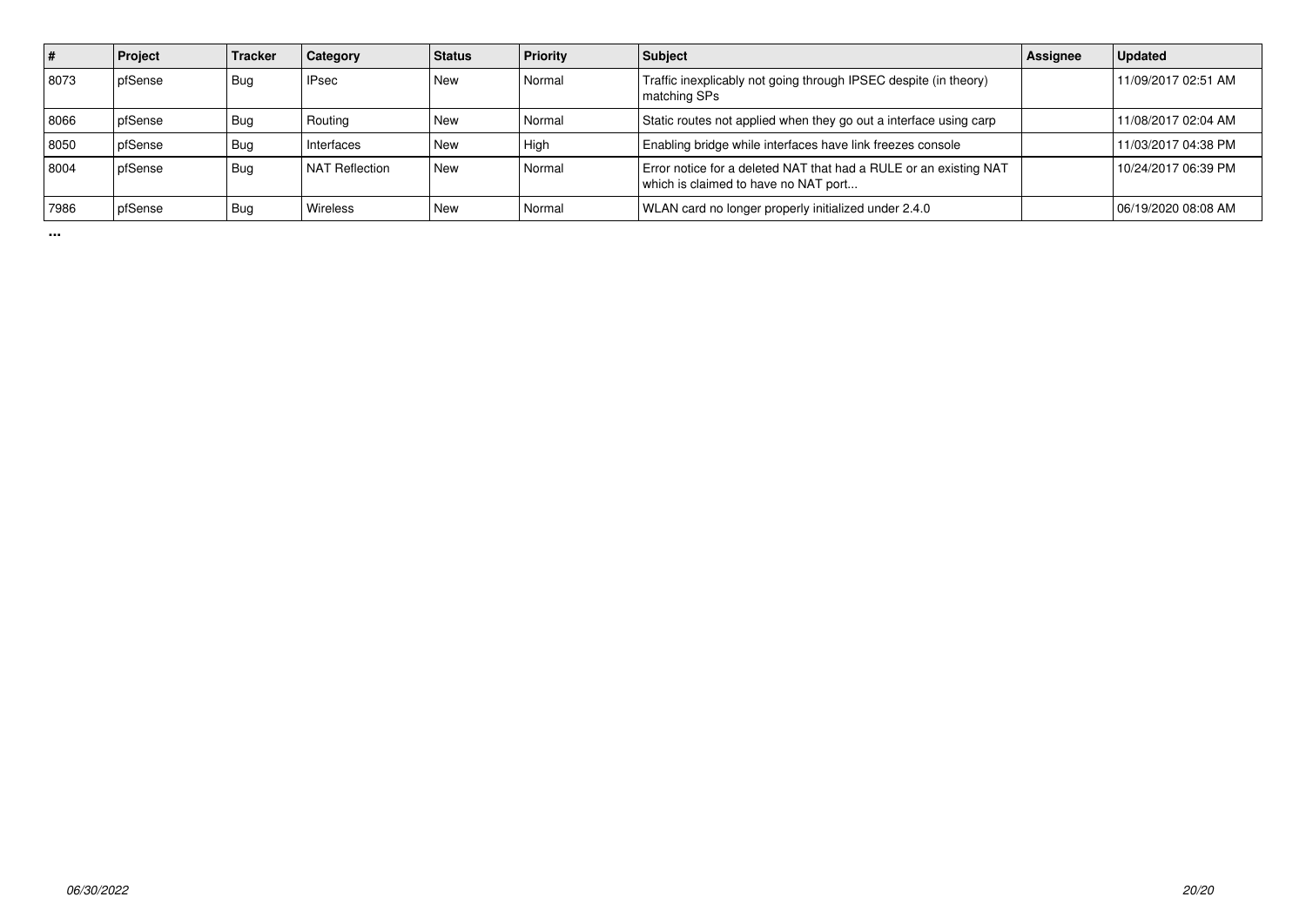| # | Project | Tracker | Category | Status | Priority | Subject | Assignee | Updated |
|---|---|---|---|---|---|---|---|---|
| 8073 | pfSense | Bug | IPsec | New | Normal | Traffic inexplicably not going through IPSEC despite (in theory) matching SPs | | 11/09/2017 02:51 AM |
| 8066 | pfSense | Bug | Routing | New | Normal | Static routes not applied when they go out a interface using carp | | 11/08/2017 02:04 AM |
| 8050 | pfSense | Bug | Interfaces | New | High | Enabling bridge while interfaces have link freezes console | | 11/03/2017 04:38 PM |
| 8004 | pfSense | Bug | NAT Reflection | New | Normal | Error notice for a deleted NAT that had a RULE or an existing NAT which is claimed to have no NAT port... | | 10/24/2017 06:39 PM |
| 7986 | pfSense | Bug | Wireless | New | Normal | WLAN card no longer properly initialized under 2.4.0 | | 06/19/2020 08:08 AM |

...